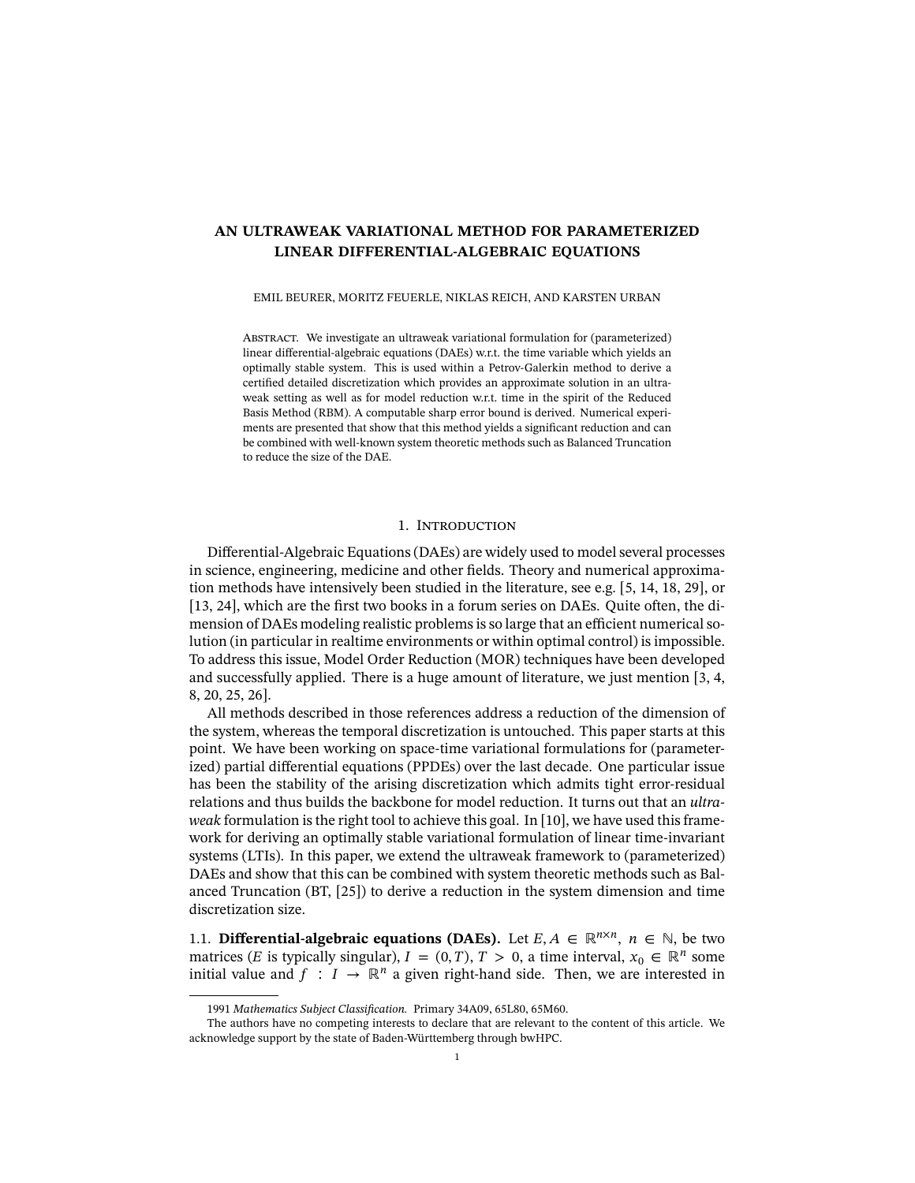# AN ULTRAWEAK VARIATIONAL METHOD FOR PARAMETERIZED LINEAR DIFFERENTIAL-ALGEBRAIC EQUATIONS

EMIL BEURER, MORITZ FEUERLE, NIKLAS REICH, AND KARSTEN URBAN

ABSTRACT. We investigate an ultraweak variational formulation for (parameterized) linear differential-algebraic equations (DAEs) w.r.t. the time variable which yields an optimally stable system. This is used within a Petrov-Galerkin method to derive a certified detailed discretization which provides an approximate solution in an ultraweak setting as well as for model reduction w.r.t. time in the spirit of the Reduced Basis Method (RBM). A computable sharp error bound is derived. Numerical experiments are presented that show that this method yields a significant reduction and can be combined with well-known system theoretic methods such as Balanced Truncation to reduce the size of the DAE.

## 1. INTRODUCTION

Differential-Algebraic Equations (DAEs) are widely used to model several processes in science, engineering, medicine and other fields. Theory and numerical approximation methods have intensively been studied in the literature, see e.g. [5, 14, 18, 29], or [13, 24], which are the first two books in a forum series on DAEs. Quite often, the dimension of DAEs modeling realistic problems is so large that an efficient numerical solution (in particular in realtime environments or within optimal control) is impossible. To address this issue, Model Order Reduction (MOR) techniques have been developed and successfully applied. There is a huge amount of literature, we just mention [3, 4, 8, 20, 25, 26].

All methods described in those references address a reduction of the dimension of the system, whereas the temporal discretization is untouched. This paper starts at this point. We have been working on space-time variational formulations for (parameterized) partial differential equations (PPDEs) over the last decade. One particular issue has been the stability of the arising discretization which admits tight error-residual relations and thus builds the backbone for model reduction. It turns out that an *ultraweak* formulation is the right tool to achieve this goal. In [10], we have used this framework for deriving an optimally stable variational formulation of linear time-invariant systems (LTIs). In this paper, we extend the ultraweak framework to (parameterized) DAEs and show that this can be combined with system theoretic methods such as Balanced Truncation (BT, [25]) to derive a reduction in the system dimension and time discretization size.

1.1. **Differential-algebraic equations (DAEs).** Let $E, A \in \mathbb{R}^{n\times n}$, $n \in \mathbb{N}$, be two matrices ($E$ is typically singular), $I = (0, T)$, $T > 0$, a time interval, $x_0 \in \mathbb{R}^n$ some initial value and $f : I \to \mathbb{R}^n$ a given right-hand side. Then, we are interested in

---

1991 *Mathematics Subject Classification.* Primary 34A09, 65L80, 65M60.

The authors have no competing interests to declare that are relevant to the content of this article. We acknowledge support by the state of Baden-Württemberg through bwHPC.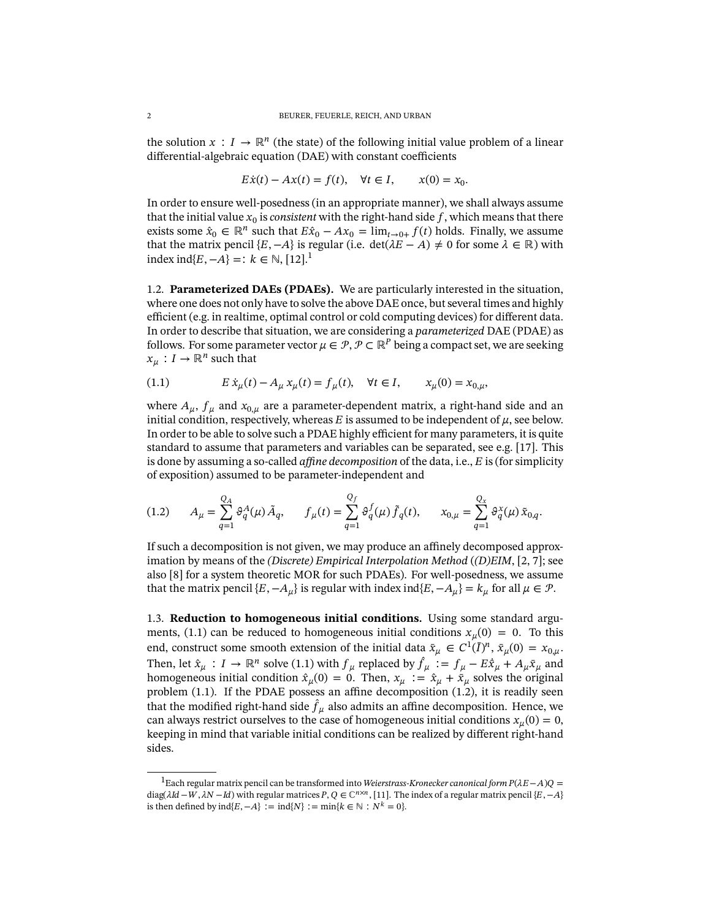the solution $x : I \to \mathbb{R}^n$ (the state) of the following initial value problem of a linear differential-algebraic equation (DAE) with constant coefficients

$$E\dot{x}(t) - Ax(t) = f(t), \quad \forall t \in I, \qquad x(0) = x_0.$$

In order to ensure well-posedness (in an appropriate manner), we shall always assume that the initial value $x_0$ is *consistent* with the right-hand side $f$, which means that there exists some $\hat{x}_0 \in \mathbb{R}^n$ such that $E\hat{x}_0 - Ax_0 = \lim_{t\to 0+} f(t)$ holds. Finally, we assume that the matrix pencil $\{E, -A\}$ is regular (i.e. $\det(\lambda E - A) \neq 0$ for some $\lambda \in \mathbb{R}$) with index $\operatorname{ind}\{E, -A\} =: k \in \mathbb{N}$, [12].[1]

1.2. **Parameterized DAEs (PDAEs).** We are particularly interested in the situation, where one does not only have to solve the above DAE once, but several times and highly efficient (e.g. in realtime, optimal control or cold computing devices) for different data. In order to describe that situation, we are considering a *parameterized* DAE (PDAE) as follows. For some parameter vector $\mu \in \mathcal{P}$, $\mathcal{P} \subset \mathbb{R}^P$ being a compact set, we are seeking $x_\mu : I \to \mathbb{R}^n$ such that

$$E\,\dot{x}_\mu(t) - A_\mu\, x_\mu(t) = f_\mu(t), \quad \forall t \in I, \qquad x_\mu(0) = x_{0,\mu}, \tag{1.1}$$

where $A_\mu$, $f_\mu$ and $x_{0,\mu}$ are a parameter-dependent matrix, a right-hand side and an initial condition, respectively, whereas $E$ is assumed to be independent of $\mu$, see below. In order to be able to solve such a PDAE highly efficient for many parameters, it is quite standard to assume that parameters and variables can be separated, see e.g. [17]. This is done by assuming a so-called *affine decomposition* of the data, i.e., $E$ is (for simplicity of exposition) assumed to be parameter-independent and

$$A_\mu = \sum_{q=1}^{Q_A} \vartheta_q^A(\mu)\,\tilde{A}_q, \qquad f_\mu(t) = \sum_{q=1}^{Q_f} \vartheta_q^f(\mu)\,\tilde{f}_q(t), \qquad x_{0,\mu} = \sum_{q=1}^{Q_x} \vartheta_q^x(\mu)\,\tilde{x}_{0,q}. \tag{1.2}$$

If such a decomposition is not given, we may produce an affinely decomposed approximation by means of the *(Discrete) Empirical Interpolation Method* (*(D)EIM*, [2, 7]; see also [8] for a system theoretic MOR for such PDAEs). For well-posedness, we assume that the matrix pencil $\{E, -A_\mu\}$ is regular with index $\operatorname{ind}\{E, -A_\mu\} = k_\mu$ for all $\mu \in \mathcal{P}$.

1.3. **Reduction to homogeneous initial conditions.** Using some standard arguments, (1.1) can be reduced to homogeneous initial conditions $x_\mu(0) = 0$. To this end, construct some smooth extension of the initial data $\bar{x}_\mu \in C^1(\bar{I})^n$, $\bar{x}_\mu(0) = x_{0,\mu}$. Then, let $\hat{x}_\mu : I \to \mathbb{R}^n$ solve (1.1) with $f_\mu$ replaced by $\hat{f}_\mu := f_\mu - E\dot{\bar{x}}_\mu + A_\mu\bar{x}_\mu$ and homogeneous initial condition $\hat{x}_\mu(0) = 0$. Then, $x_\mu := \hat{x}_\mu + \bar{x}_\mu$ solves the original problem (1.1). If the PDAE possess an affine decomposition (1.2), it is readily seen that the modified right-hand side $\hat{f}_\mu$ also admits an affine decomposition. Hence, we can always restrict ourselves to the case of homogeneous initial conditions $x_\mu(0) = 0$, keeping in mind that variable initial conditions can be realized by different right-hand sides.

---

[1] Each regular matrix pencil can be transformed into *Weierstrass-Kronecker canonical form* $P(\lambda E - A)Q = \operatorname{diag}(\lambda Id - W, \lambda N - Id)$ with regular matrices $P, Q \in \mathbb{C}^{n\times n}$, [11]. The index of a regular matrix pencil $\{E, -A\}$ is then defined by $\operatorname{ind}\{E, -A\} := \operatorname{ind}\{N\} := \min\{k \in \mathbb{N} : N^k = 0\}$.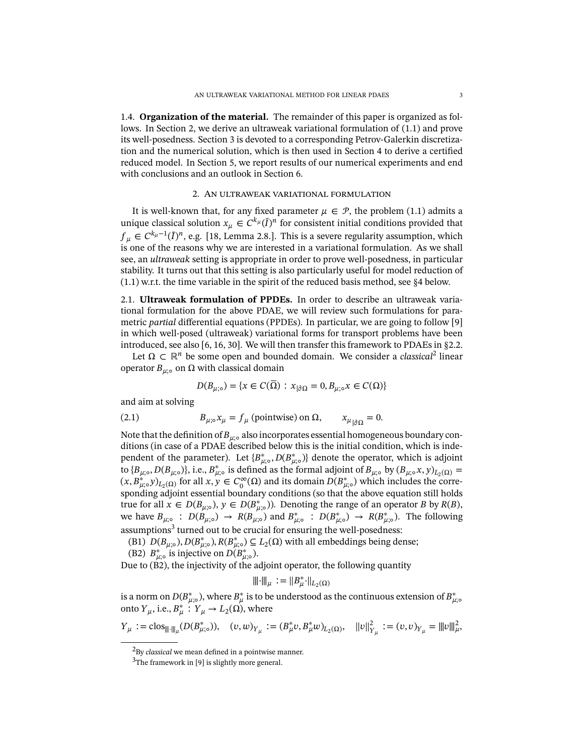1.4. **Organization of the material.** The remainder of this paper is organized as follows. In Section 2, we derive an ultraweak variational formulation of (1.1) and prove its well-posedness. Section 3 is devoted to a corresponding Petrov-Galerkin discretization and the numerical solution, which is then used in Section 4 to derive a certified reduced model. In Section 5, we report results of our numerical experiments and end with conclusions and an outlook in Section 6.

## 2. An ultraweak variational formulation

It is well-known that, for any fixed parameter $\mu \in \mathcal{P}$, the problem (1.1) admits a unique classical solution $x_\mu \in C^{k_\mu}(\bar{I})^n$ for consistent initial conditions provided that $f_\mu \in C^{k_\mu - 1}(\bar{I})^n$, e.g. [18, Lemma 2.8.]. This is a severe regularity assumption, which is one of the reasons why we are interested in a variational formulation. As we shall see, an *ultraweak* setting is appropriate in order to prove well-posedness, in particular stability. It turns out that this setting is also particularly useful for model reduction of (1.1) w.r.t. the time variable in the spirit of the reduced basis method, see §4 below.

2.1. **Ultraweak formulation of PPDEs.** In order to describe an ultraweak variational formulation for the above PDAE, we will review such formulations for parametric *partial* differential equations (PPDEs). In particular, we are going to follow [9] in which well-posed (ultraweak) variational forms for transport problems have been introduced, see also [6, 16, 30]. We will then transfer this framework to PDAEs in §2.2.

Let $\Omega \subset \mathbb{R}^n$ be some open and bounded domain. We consider a *classical*[2] linear operator $B_{\mu;\circ}$ on $\Omega$ with classical domain

$$D(B_{\mu;\circ}) = \{x \in C(\overline{\Omega}) \, : \, x_{|\partial\Omega} = 0, B_{\mu;\circ} x \in C(\Omega)\}$$

and aim at solving

$$B_{\mu;\circ} x_\mu = f_\mu \text{ (pointwise) on } \Omega, \qquad x_{\mu\,|\partial\Omega} = 0. \tag{2.1}$$

Note that the definition of $B_{\mu;\circ}$ also incorporates essential homogeneous boundary conditions (in case of a PDAE described below this is the initial condition, which is independent of the parameter). Let $\{B^*_{\mu;\circ}, D(B^*_{\mu;\circ})\}$ denote the operator, which is adjoint to $\{B_{\mu;\circ}, D(B_{\mu;\circ})\}$, i.e., $B^*_{\mu;\circ}$ is defined as the formal adjoint of $B_{\mu;\circ}$ by $(B_{\mu;\circ}x, y)_{L_2(\Omega)} = (x, B^*_{\mu;\circ}y)_{L_2(\Omega)}$ for all $x, y \in C_0^\infty(\Omega)$ and its domain $D(B^*_{\mu;\circ})$ which includes the corresponding adjoint essential boundary conditions (so that the above equation still holds true for all $x \in D(B_{\mu;\circ})$, $y \in D(B^*_{\mu;\circ})$). Denoting the range of an operator $B$ by $R(B)$, we have $B_{\mu;\circ} : D(B_{\mu;\circ}) \to R(B_{\mu;\circ})$ and $B^*_{\mu;\circ} : D(B^*_{\mu;\circ}) \to R(B^*_{\mu;\circ})$. The following assumptions[3] turned out to be crucial for ensuring the well-posedness:

(B1) $D(B_{\mu;\circ}), D(B^*_{\mu;\circ}), R(B^*_{\mu;\circ}) \subseteq L_2(\Omega)$ with all embeddings being dense;
(B2) $B^*_{\mu;\circ}$ is injective on $D(B^*_{\mu;\circ})$.

Due to (B2), the injectivity of the adjoint operator, the following quantity

$$|||\cdot|||_\mu := \|B^*_\mu \cdot\|_{L_2(\Omega)}$$

is a norm on $D(B^*_{\mu;\circ})$, where $B^*_\mu$ is to be understood as the continuous extension of $B^*_{\mu;\circ}$ onto $Y_\mu$, i.e., $B^*_\mu : Y_\mu \to L_2(\Omega)$, where

$$Y_\mu := \operatorname{clos}_{|||\cdot|||_\mu}(D(B^*_{\mu;\circ})), \quad (v, w)_{Y_\mu} := (B^*_\mu v, B^*_\mu w)_{L_2(\Omega)}, \quad \|v\|^2_{Y_\mu} := (v, v)_{Y_\mu} = |||v|||^2_\mu,$$

---

[2] By *classical* we mean defined in a pointwise manner.

[3] The framework in [9] is slightly more general.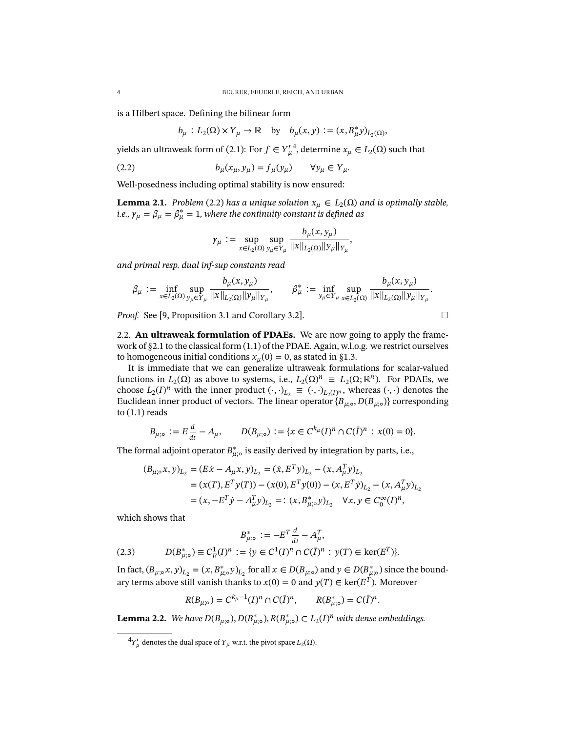is a Hilbert space. Defining the bilinear form

$$b_\mu : L_2(\Omega) \times Y_\mu \to \mathbb{R} \quad \text{by} \quad b_\mu(x,y) := (x, B_\mu^* y)_{L_2(\Omega)},$$

yields an ultraweak form of (2.1): For $f \in Y_\mu'$[4], determine $x_\mu \in L_2(\Omega)$ such that

$$b_\mu(x_\mu, y_\mu) = f_\mu(y_\mu) \qquad \forall y_\mu \in Y_\mu. \tag{2.2}$$

Well-posedness including optimal stability is now ensured:

**Lemma 2.1.** *Problem* (2.2) *has a unique solution $x_\mu \in L_2(\Omega)$ and is optimally stable, i.e., $\gamma_\mu = \beta_\mu = \beta_\mu^* = 1$, where the continuity constant is defined as*

$$\gamma_\mu := \sup_{x \in L_2(\Omega)} \sup_{y_\mu \in Y_\mu} \frac{b_\mu(x, y_\mu)}{\|x\|_{L_2(\Omega)} \|y_\mu\|_{Y_\mu}},$$

*and primal resp. dual inf-sup constants read*

$$\beta_\mu := \inf_{x \in L_2(\Omega)} \sup_{y_\mu \in Y_\mu} \frac{b_\mu(x, y_\mu)}{\|x\|_{L_2(\Omega)} \|y_\mu\|_{Y_\mu}}, \qquad \beta_\mu^* := \inf_{y_\mu \in Y_\mu} \sup_{x \in L_2(\Omega)} \frac{b_\mu(x, y_\mu)}{\|x\|_{L_2(\Omega)} \|y_\mu\|_{Y_\mu}}.$$

*Proof.* See [9, Proposition 3.1 and Corollary 3.2]. □

2.2. **An ultraweak formulation of PDAEs.** We are now going to apply the framework of §2.1 to the classical form (1.1) of the PDAE. Again, w.l.o.g. we restrict ourselves to homogeneous initial conditions $x_\mu(0) = 0$, as stated in §1.3.

It is immediate that we can generalize ultraweak formulations for scalar-valued functions in $L_2(\Omega)$ as above to systems, i.e., $L_2(\Omega)^n \equiv L_2(\Omega; \mathbb{R}^n)$. For PDAEs, we choose $L_2(I)^n$ with the inner product $(\cdot,\cdot)_{L_2} \equiv (\cdot,\cdot)_{L_2(I)^n}$, whereas $(\cdot,\cdot)$ denotes the Euclidean inner product of vectors. The linear operator $\{B_{\mu;\circ}, D(B_{\mu;\circ})\}$ corresponding to (1.1) reads

$$B_{\mu;\circ} := E\frac{d}{dt} - A_\mu, \qquad D(B_{\mu;\circ}) := \{x \in C^{k_\mu}(I)^n \cap C(\bar{I})^n : x(0) = 0\}.$$

The formal adjoint operator $B_{\mu;\circ}^*$ is easily derived by integration by parts, i.e.,

$$\begin{aligned}
(B_{\mu;\circ}x, y)_{L_2} &= (E\dot{x} - A_\mu x, y)_{L_2} = (\dot{x}, E^T y)_{L_2} - (x, A_\mu^T y)_{L_2} \\
&= (x(T), E^T y(T)) - (x(0), E^T y(0)) - (x, E^T \dot{y})_{L_2} - (x, A_\mu^T y)_{L_2} \\
&= (x, -E^T \dot{y} - A_\mu^T y)_{L_2} =: (x, B_{\mu;\circ}^* y)_{L_2} \quad \forall x, y \in C_0^\infty(I)^n,
\end{aligned}$$

which shows that

$$\begin{aligned}
&B_{\mu;\circ}^* := -E^T \frac{d}{dt} - A_\mu^T, \\
&D(B_{\mu;\circ}^*) \equiv C_E^1(I)^n := \{y \in C^1(I)^n \cap C(\bar{I})^n : y(T) \in \ker(E^T)\}.
\end{aligned} \tag{2.3}$$

In fact, $(B_{\mu;\circ}x, y)_{L_2} = (x, B_{\mu;\circ}^* y)_{L_2}$ for all $x \in D(B_{\mu;\circ})$ and $y \in D(B_{\mu;\circ}^*)$ since the boundary terms above still vanish thanks to $x(0) = 0$ and $y(T) \in \ker(E^T)$. Moreover

$$R(B_{\mu;\circ}) = C^{k_\mu - 1}(I)^n \cap C(\bar{I})^n, \qquad R(B_{\mu;\circ}^*) = C(\bar{I})^n.$$

**Lemma 2.2.** *We have $D(B_{\mu;\circ}), D(B_{\mu;\circ}^*), R(B_{\mu;\circ}^*) \subset L_2(I)^n$ with dense embeddings.*

---

[4] $Y_\mu'$ denotes the dual space of $Y_\mu$ w.r.t. the pivot space $L_2(\Omega)$.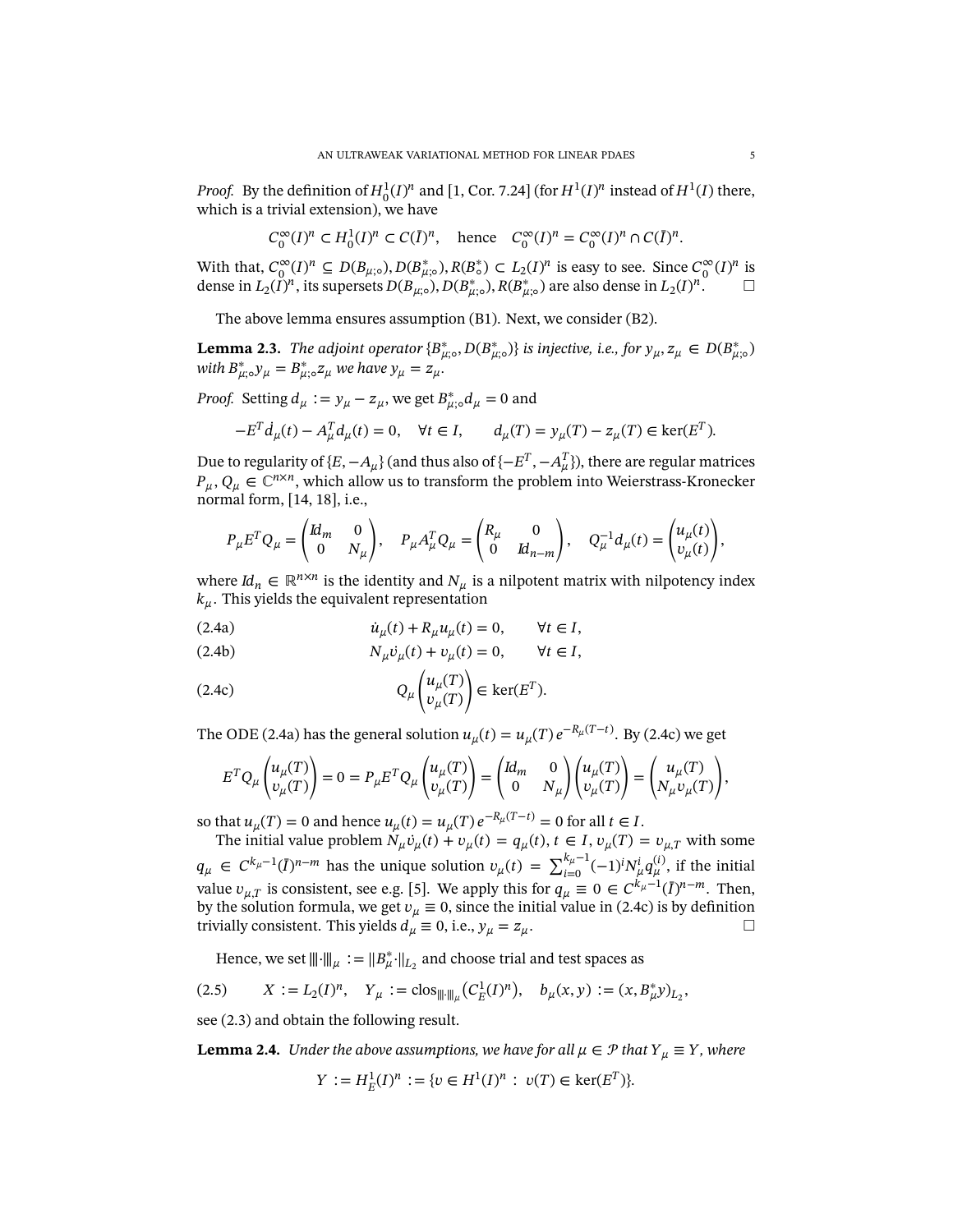*Proof.* By the definition of $H_0^1(I)^n$ and [1, Cor. 7.24] (for $H^1(I)^n$ instead of $H^1(I)$ there, which is a trivial extension), we have

$$C_0^\infty(I)^n \subset H_0^1(I)^n \subset C(\bar{I})^n, \quad \text{hence} \quad C_0^\infty(I)^n = C_0^\infty(I)^n \cap C(\bar{I})^n.$$

With that, $C_0^\infty(I)^n \subseteq D(B_{\mu;\circ}), D(B_{\mu;\circ}^*), R(B_\circ^*) \subset L_2(I)^n$ is easy to see. Since $C_0^\infty(I)^n$ is dense in $L_2(I)^n$, its supersets $D(B_{\mu;\circ}), D(B_{\mu;\circ}^*), R(B_{\mu;\circ}^*)$ are also dense in $L_2(I)^n$. □

The above lemma ensures assumption (B1). Next, we consider (B2).

**Lemma 2.3.** *The adjoint operator $\{B_{\mu;\circ}^*, D(B_{\mu;\circ}^*)\}$ is injective, i.e., for $y_\mu, z_\mu \in D(B_{\mu;\circ}^*)$ with $B_{\mu;\circ}^* y_\mu = B_{\mu;\circ}^* z_\mu$ we have $y_\mu = z_\mu$.*

*Proof.* Setting $d_\mu := y_\mu - z_\mu$, we get $B_{\mu;\circ}^* d_\mu = 0$ and

$$-E^T \dot{d}_\mu(t) - A_\mu^T d_\mu(t) = 0, \quad \forall t \in I, \qquad d_\mu(T) = y_\mu(T) - z_\mu(T) \in \ker(E^T).$$

Due to regularity of $\{E, -A_\mu\}$ (and thus also of $\{-E^T, -A_\mu^T\}$), there are regular matrices $P_\mu, Q_\mu \in \mathbb{C}^{n\times n}$, which allow us to transform the problem into Weierstrass-Kronecker normal form, [14, 18], i.e.,

$$P_\mu E^T Q_\mu = \begin{pmatrix} Id_m & 0 \\ 0 & N_\mu \end{pmatrix}, \quad P_\mu A_\mu^T Q_\mu = \begin{pmatrix} R_\mu & 0 \\ 0 & Id_{n-m} \end{pmatrix}, \quad Q_\mu^{-1} d_\mu(t) = \begin{pmatrix} u_\mu(t) \\ v_\mu(t) \end{pmatrix},$$

where $Id_n \in \mathbb{R}^{n\times n}$ is the identity and $N_\mu$ is a nilpotent matrix with nilpotency index $k_\mu$. This yields the equivalent representation

$$\dot{u}_\mu(t) + R_\mu u_\mu(t) = 0, \qquad \forall t \in I, \tag{2.4a}$$

$$N_\mu \dot{v}_\mu(t) + v_\mu(t) = 0, \qquad \forall t \in I, \tag{2.4b}$$

$$Q_\mu \begin{pmatrix} u_\mu(T) \\ v_\mu(T) \end{pmatrix} \in \ker(E^T). \tag{2.4c}$$

The ODE (2.4a) has the general solution $u_\mu(t) = u_\mu(T)\, e^{-R_\mu(T-t)}$. By (2.4c) we get

$$E^T Q_\mu \begin{pmatrix} u_\mu(T) \\ v_\mu(T) \end{pmatrix} = 0 = P_\mu E^T Q_\mu \begin{pmatrix} u_\mu(T) \\ v_\mu(T) \end{pmatrix} = \begin{pmatrix} Id_m & 0 \\ 0 & N_\mu \end{pmatrix} \begin{pmatrix} u_\mu(T) \\ v_\mu(T) \end{pmatrix} = \begin{pmatrix} u_\mu(T) \\ N_\mu v_\mu(T) \end{pmatrix},$$

so that $u_\mu(T) = 0$ and hence $u_\mu(t) = u_\mu(T)\, e^{-R_\mu(T-t)} = 0$ for all $t \in I$.

The initial value problem $N_\mu \dot{v}_\mu(t) + v_\mu(t) = q_\mu(t)$, $t \in I$, $v_\mu(T) = v_{\mu,T}$ with some $q_\mu \in C^{k_\mu - 1}(\bar{I})^{n-m}$ has the unique solution $v_\mu(t) = \sum_{i=0}^{k_\mu-1}(-1)^i N_\mu^i q_\mu^{(i)}$, if the initial value $v_{\mu,T}$ is consistent, see e.g. [5]. We apply this for $q_\mu \equiv 0 \in C^{k_\mu-1}(\bar{I})^{n-m}$. Then, by the solution formula, we get $v_\mu \equiv 0$, since the initial value in (2.4c) is by definition trivially consistent. This yields $d_\mu \equiv 0$, i.e., $y_\mu = z_\mu$. □

Hence, we set $|||\cdot|||_\mu := \|B_\mu^* \cdot\|_{L_2}$ and choose trial and test spaces as

$$X := L_2(I)^n, \quad Y_\mu := \operatorname{clos}_{|||\cdot|||_\mu}\big(C_E^1(I)^n\big), \quad b_\mu(x, y) := (x, B_\mu^* y)_{L_2}, \tag{2.5}$$

see (2.3) and obtain the following result.

**Lemma 2.4.** *Under the above assumptions, we have for all $\mu \in \mathcal{P}$ that $Y_\mu \equiv Y$, where*

$$Y := H_E^1(I)^n := \{v \in H^1(I)^n \,:\, v(T) \in \ker(E^T)\}.$$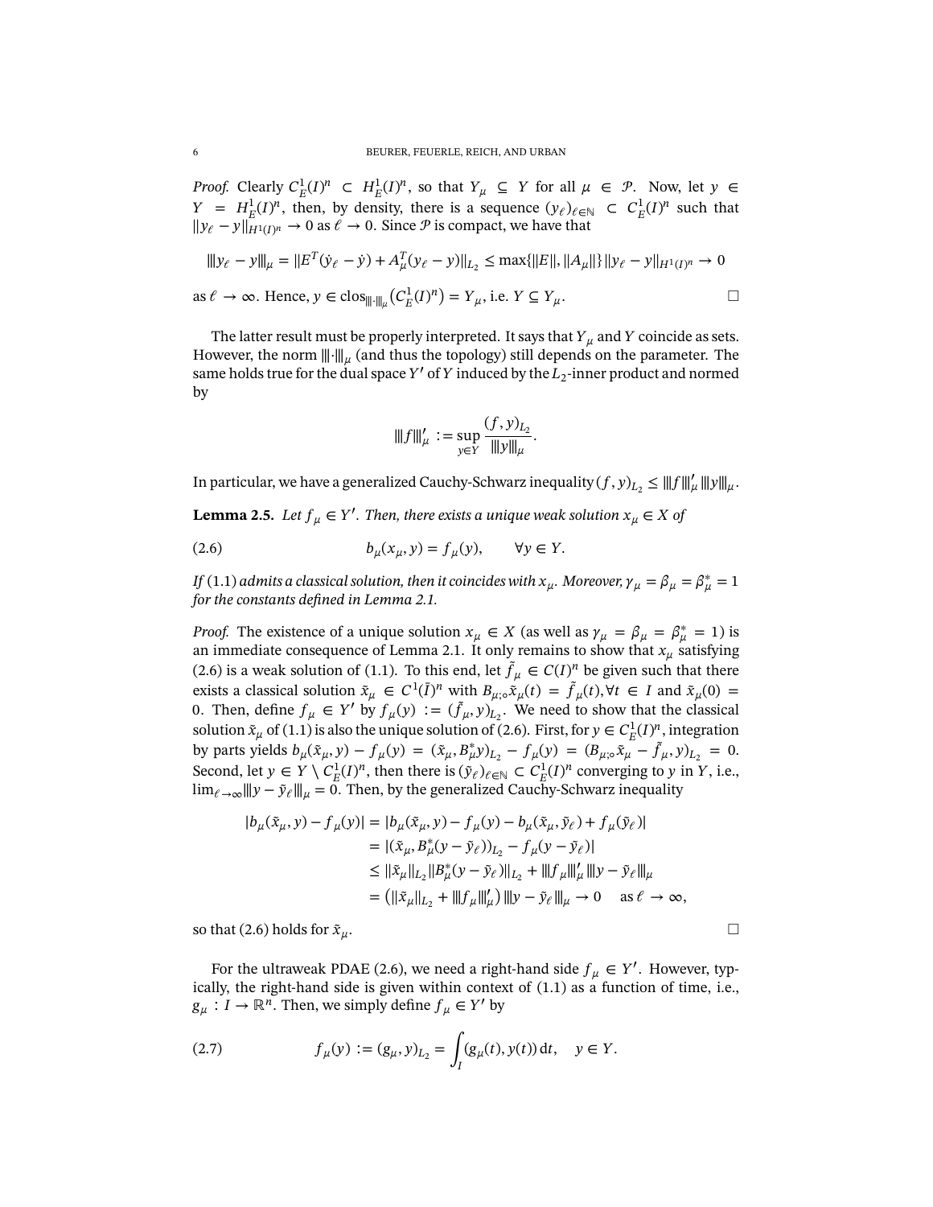*Proof.* Clearly $C^1_E(I)^n \subset H^1_E(I)^n$, so that $Y_\mu \subseteq Y$ for all $\mu \in \mathcal{P}$. Now, let $y \in Y = H^1_E(I)^n$, then, by density, there is a sequence $(y_\ell)_{\ell\in\mathbb{N}} \subset C^1_E(I)^n$ such that $\|y_\ell - y\|_{H^1(I)^n} \to 0$ as $\ell \to 0$. Since $\mathcal{P}$ is compact, we have that

$$|||y_\ell - y|||_\mu = \|E^T(\dot{y}_\ell - \dot{y}) + A^T_\mu(y_\ell - y)\|_{L_2} \le \max\{\|E\|, \|A_\mu\|\}\,\|y_\ell - y\|_{H^1(I)^n} \to 0$$

as $\ell \to \infty$. Hence, $y \in \operatorname{clos}_{|||\cdot|||_\mu}\big(C^1_E(I)^n\big) = Y_\mu$, i.e. $Y \subseteq Y_\mu$. $\square$

The latter result must be properly interpreted. It says that $Y_\mu$ and $Y$ coincide as sets. However, the norm $|||\cdot|||_\mu$ (and thus the topology) still depends on the parameter. The same holds true for the dual space $Y'$ of $Y$ induced by the $L_2$-inner product and normed by

$$|||f|||'_\mu := \sup_{y\in Y} \frac{(f,y)_{L_2}}{|||y|||_\mu}.$$

In particular, we have a generalized Cauchy-Schwarz inequality $(f,y)_{L_2} \le |||f|||'_\mu\,|||y|||_\mu$.

**Lemma 2.5.** *Let $f_\mu \in Y'$. Then, there exists a unique weak solution $x_\mu \in X$ of*

$$b_\mu(x_\mu, y) = f_\mu(y), \qquad \forall y \in Y. \tag{2.6}$$

*If* (1.1) *admits a classical solution, then it coincides with $x_\mu$. Moreover, $\gamma_\mu = \beta_\mu = \beta^*_\mu = 1$ for the constants defined in Lemma 2.1.*

*Proof.* The existence of a unique solution $x_\mu \in X$ (as well as $\gamma_\mu = \beta_\mu = \beta^*_\mu = 1$) is an immediate consequence of Lemma 2.1. It only remains to show that $x_\mu$ satisfying (2.6) is a weak solution of (1.1). To this end, let $\tilde{f}_\mu \in C(I)^n$ be given such that there exists a classical solution $\tilde{x}_\mu \in C^1(\bar{I})^n$ with $B_{\mu;\circ}\tilde{x}_\mu(t) = \tilde{f}_\mu(t), \forall t \in I$ and $\tilde{x}_\mu(0) = 0$. Then, define $f_\mu \in Y'$ by $f_\mu(y) := (\tilde{f}_\mu, y)_{L_2}$. We need to show that the classical solution $\tilde{x}_\mu$ of (1.1) is also the unique solution of (2.6). First, for $y \in C^1_E(I)^n$, integration by parts yields $b_\mu(\tilde{x}_\mu, y) - f_\mu(y) = (\tilde{x}_\mu, B^*_\mu y)_{L_2} - f_\mu(y) = (B_{\mu;\circ}\tilde{x}_\mu - \tilde{f}_\mu, y)_{L_2} = 0$. Second, let $y \in Y \setminus C^1_E(I)^n$, then there is $(\tilde{y}_\ell)_{\ell\in\mathbb{N}} \subset C^1_E(I)^n$ converging to $y$ in $Y$, i.e., $\lim_{\ell\to\infty} |||y - \tilde{y}_\ell|||_\mu = 0$. Then, by the generalized Cauchy-Schwarz inequality

$$\begin{aligned}
|b_\mu(\tilde{x}_\mu, y) - f_\mu(y)| &= |b_\mu(\tilde{x}_\mu, y) - f_\mu(y) - b_\mu(\tilde{x}_\mu, \tilde{y}_\ell) + f_\mu(\tilde{y}_\ell)| \\
&= |(\tilde{x}_\mu, B^*_\mu(y - \tilde{y}_\ell))_{L_2} - f_\mu(y - \tilde{y}_\ell)| \\
&\le \|\tilde{x}_\mu\|_{L_2}\|B^*_\mu(y - \tilde{y}_\ell)\|_{L_2} + |||f_\mu|||'_\mu\,|||y - \tilde{y}_\ell|||_\mu \\
&= \big(\|\tilde{x}_\mu\|_{L_2} + |||f_\mu|||'_\mu\big)\,|||y - \tilde{y}_\ell|||_\mu \to 0 \quad \text{as } \ell \to \infty,
\end{aligned}$$

so that (2.6) holds for $\tilde{x}_\mu$. $\square$

For the ultraweak PDAE (2.6), we need a right-hand side $f_\mu \in Y'$. However, typically, the right-hand side is given within context of (1.1) as a function of time, i.e., $g_\mu : I \to \mathbb{R}^n$. Then, we simply define $f_\mu \in Y'$ by

$$f_\mu(y) := (g_\mu, y)_{L_2} = \int_I (g_\mu(t), y(t))\,dt, \quad y \in Y. \tag{2.7}$$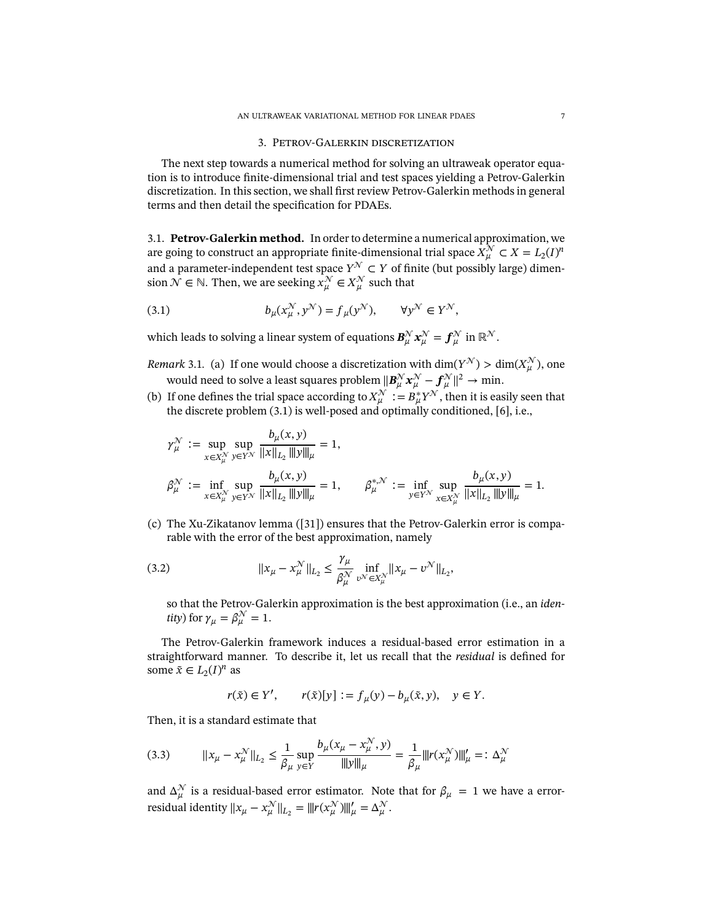## 3. Petrov-Galerkin discretization

The next step towards a numerical method for solving an ultraweak operator equation is to introduce finite-dimensional trial and test spaces yielding a Petrov-Galerkin discretization. In this section, we shall first review Petrov-Galerkin methods in general terms and then detail the specification for PDAEs.

### 3.1. Petrov-Galerkin method.

In order to determine a numerical approximation, we are going to construct an appropriate finite-dimensional trial space $X_\mu^{\mathcal{N}} \subset X = L_2(I)^n$ and a parameter-independent test space $Y^{\mathcal{N}} \subset Y$ of finite (but possibly large) dimension $\mathcal{N} \in \mathbb{N}$. Then, we are seeking $x_\mu^{\mathcal{N}} \in X_\mu^{\mathcal{N}}$ such that

$$b_\mu(x_\mu^{\mathcal{N}}, y^{\mathcal{N}}) = f_\mu(y^{\mathcal{N}}), \qquad \forall y^{\mathcal{N}} \in Y^{\mathcal{N}}, \tag{3.1}$$

which leads to solving a linear system of equations $\boldsymbol{B}_\mu^{\mathcal{N}} \boldsymbol{x}_\mu^{\mathcal{N}} = \boldsymbol{f}_\mu^{\mathcal{N}}$ in $\mathbb{R}^{\mathcal{N}}$.

*Remark* 3.1. (a) If one would choose a discretization with $\dim(Y^{\mathcal{N}}) > \dim(X_\mu^{\mathcal{N}})$, one would need to solve a least squares problem $\|\boldsymbol{B}_\mu^{\mathcal{N}} \boldsymbol{x}_\mu^{\mathcal{N}} - \boldsymbol{f}_\mu^{\mathcal{N}}\|^2 \to \min$.

(b) If one defines the trial space according to $X_\mu^{\mathcal{N}} := B_\mu^* Y^{\mathcal{N}}$, then it is easily seen that the discrete problem (3.1) is well-posed and optimally conditioned, [6], i.e.,

$$\gamma_\mu^{\mathcal{N}} := \sup_{x \in X_\mu^{\mathcal{N}}} \sup_{y \in Y^{\mathcal{N}}} \frac{b_\mu(x,y)}{\|x\|_{L_2} \, |||y|||_\mu} = 1,$$

$$\beta_\mu^{\mathcal{N}} := \inf_{x \in X_\mu^{\mathcal{N}}} \sup_{y \in Y^{\mathcal{N}}} \frac{b_\mu(x,y)}{\|x\|_{L_2} \, |||y|||_\mu} = 1, \qquad \beta_\mu^{*,\mathcal{N}} := \inf_{y \in Y^{\mathcal{N}}} \sup_{x \in X_\mu^{\mathcal{N}}} \frac{b_\mu(x,y)}{\|x\|_{L_2} \, |||y|||_\mu} = 1.$$

(c) The Xu-Zikatanov lemma ([31]) ensures that the Petrov-Galerkin error is comparable with the error of the best approximation, namely

$$\|x_\mu - x_\mu^{\mathcal{N}}\|_{L_2} \leq \frac{\gamma_\mu}{\beta_\mu^{\mathcal{N}}} \inf_{v^{\mathcal{N}} \in X_\mu^{\mathcal{N}}} \|x_\mu - v^{\mathcal{N}}\|_{L_2}, \tag{3.2}$$

so that the Petrov-Galerkin approximation is the best approximation (i.e., an *identity*) for $\gamma_\mu = \beta_\mu^{\mathcal{N}} = 1$.

The Petrov-Galerkin framework induces a residual-based error estimation in a straightforward manner. To describe it, let us recall that the *residual* is defined for some $\tilde{x} \in L_2(I)^n$ as

$$r(\tilde{x}) \in Y', \qquad r(\tilde{x})[y] := f_\mu(y) - b_\mu(\tilde{x}, y), \quad y \in Y.$$

Then, it is a standard estimate that

$$\|x_\mu - x_\mu^{\mathcal{N}}\|_{L_2} \leq \frac{1}{\beta_\mu} \sup_{y \in Y} \frac{b_\mu(x_\mu - x_\mu^{\mathcal{N}}, y)}{|||y|||_\mu} = \frac{1}{\beta_\mu} |||r(x_\mu^{\mathcal{N}})|||_\mu' =: \Delta_\mu^{\mathcal{N}} \tag{3.3}$$

and $\Delta_\mu^{\mathcal{N}}$ is a residual-based error estimator. Note that for $\beta_\mu = 1$ we have a error-residual identity $\|x_\mu - x_\mu^{\mathcal{N}}\|_{L_2} = |||r(x_\mu^{\mathcal{N}})|||_\mu' = \Delta_\mu^{\mathcal{N}}$.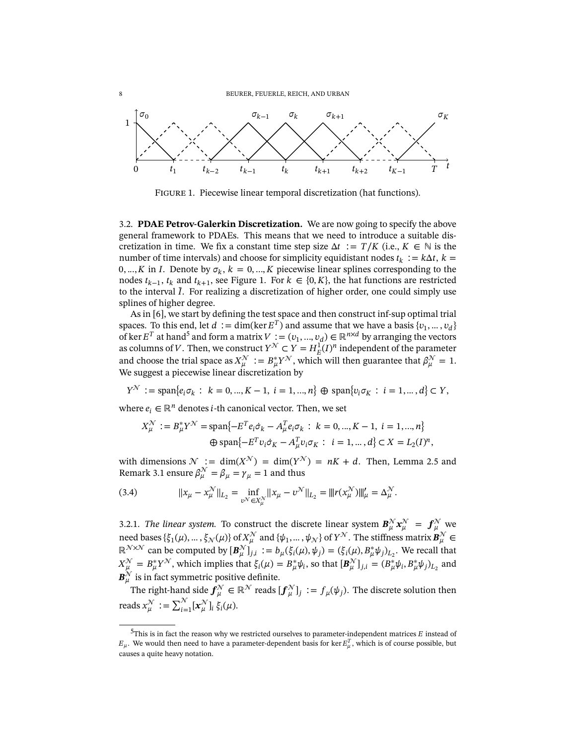FIGURE 1. Piecewise linear temporal discretization (hat functions).

3.2. **PDAE Petrov-Galerkin Discretization.** We are now going to specify the above general framework to PDAEs. This means that we need to introduce a suitable discretization in time. We fix a constant time step size $\Delta t := T/K$ (i.e., $K \in \mathbb{N}$ is the number of time intervals) and choose for simplicity equidistant nodes $t_k := k\Delta t$, $k = 0, ..., K$ in $I$. Denote by $\sigma_k$, $k = 0, ..., K$ piecewise linear splines corresponding to the nodes $t_{k-1}$, $t_k$ and $t_{k+1}$, see Figure 1. For $k \in \{0, K\}$, the hat functions are restricted to the interval $\bar{I}$. For realizing a discretization of higher order, one could simply use splines of higher degree.

As in [6], we start by defining the test space and then construct inf-sup optimal trial spaces. To this end, let $d := \dim(\ker E^T)$ and assume that we have a basis $\{v_1, \dots, v_d\}$ of $\ker E^T$ at hand[5] and form a matrix $V := (v_1, ..., v_d) \in \mathbb{R}^{n \times d}$ by arranging the vectors as columns of $V$. Then, we construct $Y^{\mathcal{N}} \subset Y = H^1_E(I)^n$ independent of the parameter and choose the trial space as $X^{\mathcal{N}}_\mu := B^*_\mu Y^{\mathcal{N}}$, which will then guarantee that $\beta^{\mathcal{N}}_\mu = 1$. We suggest a piecewise linear discretization by

$$Y^{\mathcal{N}} := \operatorname{span}\{e_i \sigma_k : k = 0, ..., K-1, \ i = 1, ..., n\} \oplus \operatorname{span}\{v_i \sigma_K : i = 1, \dots, d\} \subset Y,$$

where $e_i \in \mathbb{R}^n$ denotes $i$-th canonical vector. Then, we set

$$\begin{aligned} X^{\mathcal{N}}_\mu := B^*_\mu Y^{\mathcal{N}} &= \operatorname{span}\{-E^T e_i \dot{\sigma}_k - A^T_\mu e_i \sigma_k : k = 0, ..., K-1, \ i = 1, ..., n\} \\ &\quad \oplus \operatorname{span}\{-E^T v_i \dot{\sigma}_K - A^T_\mu v_i \sigma_K : i = 1, \dots, d\} \subset X = L_2(I)^n, \end{aligned}$$

with dimensions $\mathcal{N} := \dim(X^{\mathcal{N}}) = \dim(Y^{\mathcal{N}}) = nK + d$. Then, Lemma 2.5 and Remark 3.1 ensure $\beta^{\mathcal{N}}_\mu = \beta_\mu = \gamma_\mu = 1$ and thus

$$\|x_\mu - x^{\mathcal{N}}_\mu\|_{L_2} = \inf_{v^{\mathcal{N}} \in X^{\mathcal{N}}_\mu} \|x_\mu - v^{\mathcal{N}}\|_{L_2} = |||r(x^{\mathcal{N}}_\mu)|||'_\mu = \Delta^{\mathcal{N}}_\mu. \tag{3.4}$$

3.2.1. *The linear system.* To construct the discrete linear system $\boldsymbol{B}^{\mathcal{N}}_\mu \boldsymbol{x}^{\mathcal{N}}_\mu = \boldsymbol{f}^{\mathcal{N}}_\mu$ we need bases $\{\xi_1(\mu), \dots, \xi_{\mathcal{N}}(\mu)\}$ of $X^{\mathcal{N}}_\mu$ and $\{\psi_1, \dots, \psi_{\mathcal{N}}\}$ of $Y^{\mathcal{N}}$. The stiffness matrix $\boldsymbol{B}^{\mathcal{N}}_\mu \in \mathbb{R}^{\mathcal{N} \times \mathcal{N}}$ can be computed by $[\boldsymbol{B}^{\mathcal{N}}_\mu]_{j,i} := b_\mu(\xi_i(\mu), \psi_j) = (\xi_i(\mu), B^*_\mu \psi_j)_{L_2}$. We recall that $X^{\mathcal{N}}_\mu = B^*_\mu Y^{\mathcal{N}}$, which implies that $\xi_i(\mu) = B^*_\mu \psi_i$, so that $[\boldsymbol{B}^{\mathcal{N}}_\mu]_{j,i} = (B^*_\mu \psi_i, B^*_\mu \psi_j)_{L_2}$ and $\boldsymbol{B}^{\mathcal{N}}_\mu$ is in fact symmetric positive definite.

The right-hand side $\boldsymbol{f}^{\mathcal{N}}_\mu \in \mathbb{R}^{\mathcal{N}}$ reads $[\boldsymbol{f}^{\mathcal{N}}_\mu]_j := f_\mu(\psi_j)$. The discrete solution then reads $x^{\mathcal{N}}_\mu := \sum_{i=1}^{\mathcal{N}} [\boldsymbol{x}^{\mathcal{N}}_\mu]_i \, \xi_i(\mu)$.

---

[5] This is in fact the reason why we restricted ourselves to parameter-independent matrices $E$ instead of $E_\mu$. We would then need to have a parameter-dependent basis for $\ker E^T_\mu$, which is of course possible, but causes a quite heavy notation.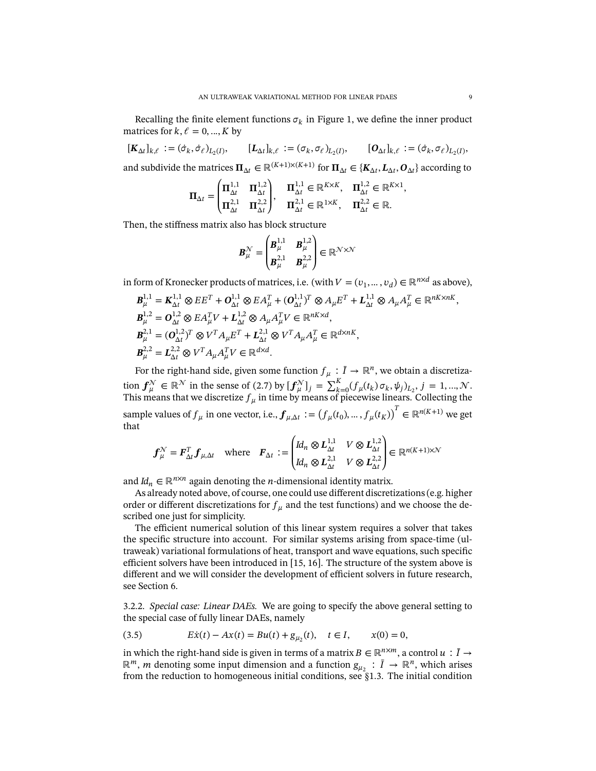Recalling the finite element functions $\sigma_k$ in Figure 1, we define the inner product matrices for $k, \ell = 0, ..., K$ by

$$[\boldsymbol{K}_{\Delta t}]_{k,\ell} := (\dot{\sigma}_k, \dot{\sigma}_\ell)_{L_2(I)}, \qquad [\boldsymbol{L}_{\Delta t}]_{k,\ell} := (\sigma_k, \sigma_\ell)_{L_2(I)}, \qquad [\boldsymbol{O}_{\Delta t}]_{k,\ell} := (\dot{\sigma}_k, \sigma_\ell)_{L_2(I)},$$

and subdivide the matrices $\boldsymbol{\Pi}_{\Delta t} \in \mathbb{R}^{(K+1)\times(K+1)}$ for $\boldsymbol{\Pi}_{\Delta t} \in \{\boldsymbol{K}_{\Delta t}, \boldsymbol{L}_{\Delta t}, \boldsymbol{O}_{\Delta t}\}$ according to

$$\boldsymbol{\Pi}_{\Delta t} = \begin{pmatrix} \boldsymbol{\Pi}_{\Delta t}^{1,1} & \boldsymbol{\Pi}_{\Delta t}^{1,2} \\ \boldsymbol{\Pi}_{\Delta t}^{2,1} & \boldsymbol{\Pi}_{\Delta t}^{2,2} \end{pmatrix}, \quad \begin{matrix} \boldsymbol{\Pi}_{\Delta t}^{1,1} \in \mathbb{R}^{K\times K}, & \boldsymbol{\Pi}_{\Delta t}^{1,2} \in \mathbb{R}^{K\times 1}, \\ \boldsymbol{\Pi}_{\Delta t}^{2,1} \in \mathbb{R}^{1\times K}, & \boldsymbol{\Pi}_{\Delta t}^{2,2} \in \mathbb{R}. \end{matrix}$$

Then, the stiffness matrix also has block structure

$$\boldsymbol{B}_\mu^{\mathcal{N}} = \begin{pmatrix} \boldsymbol{B}_\mu^{1,1} & \boldsymbol{B}_\mu^{1,2} \\ \boldsymbol{B}_\mu^{2,1} & \boldsymbol{B}_\mu^{2,2} \end{pmatrix} \in \mathbb{R}^{\mathcal{N}\times\mathcal{N}}$$

in form of Kronecker products of matrices, i.e. (with $V = (v_1, \dots, v_d) \in \mathbb{R}^{n\times d}$ as above),

$$\begin{aligned}
\boldsymbol{B}_\mu^{1,1} &= \boldsymbol{K}_{\Delta t}^{1,1} \otimes EE^T + \boldsymbol{O}_{\Delta t}^{1,1} \otimes EA_\mu^T + (\boldsymbol{O}_{\Delta t}^{1,1})^T \otimes A_\mu E^T + \boldsymbol{L}_{\Delta t}^{1,1} \otimes A_\mu A_\mu^T \in \mathbb{R}^{nK\times nK}, \\
\boldsymbol{B}_\mu^{1,2} &= \boldsymbol{O}_{\Delta t}^{1,2} \otimes EA_\mu^T V + \boldsymbol{L}_{\Delta t}^{1,2} \otimes A_\mu A_\mu^T V \in \mathbb{R}^{nK\times d}, \\
\boldsymbol{B}_\mu^{2,1} &= (\boldsymbol{O}_{\Delta t}^{1,2})^T \otimes V^T A_\mu E^T + \boldsymbol{L}_{\Delta t}^{2,1} \otimes V^T A_\mu A_\mu^T \in \mathbb{R}^{d\times nK}, \\
\boldsymbol{B}_\mu^{2,2} &= \boldsymbol{L}_{\Delta t}^{2,2} \otimes V^T A_\mu A_\mu^T V \in \mathbb{R}^{d\times d}.
\end{aligned}$$

For the right-hand side, given some function $f_\mu : \bar{I} \to \mathbb{R}^n$, we obtain a discretization $\boldsymbol{f}_\mu^{\mathcal{N}} \in \mathbb{R}^{\mathcal{N}}$ in the sense of (2.7) by $[\boldsymbol{f}_\mu^{\mathcal{N}}]_j = \sum_{k=0}^K (f_\mu(t_k)\,\sigma_k, \psi_j)_{L_2}$, $j = 1, ..., \mathcal{N}$. This means that we discretize $f_\mu$ in time by means of piecewise linears. Collecting the sample values of $f_\mu$ in one vector, i.e., $\boldsymbol{f}_{\mu,\Delta t} := \big(f_\mu(t_0), \dots, f_\mu(t_K)\big)^T \in \mathbb{R}^{n(K+1)}$ we get that

$$\boldsymbol{f}_\mu^{\mathcal{N}} = \boldsymbol{F}_{\Delta t}^T \boldsymbol{f}_{\mu,\Delta t} \quad \text{where} \quad \boldsymbol{F}_{\Delta t} := \begin{pmatrix} Id_n \otimes \boldsymbol{L}_{\Delta t}^{1,1} & V \otimes \boldsymbol{L}_{\Delta t}^{1,2} \\ Id_n \otimes \boldsymbol{L}_{\Delta t}^{2,1} & V \otimes \boldsymbol{L}_{\Delta t}^{2,2} \end{pmatrix} \in \mathbb{R}^{n(K+1)\times\mathcal{N}}$$

and $Id_n \in \mathbb{R}^{n\times n}$ again denoting the $n$-dimensional identity matrix.

As already noted above, of course, one could use different discretizations (e.g. higher order or different discretizations for $f_\mu$ and the test functions) and we choose the described one just for simplicity.

The efficient numerical solution of this linear system requires a solver that takes the specific structure into account. For similar systems arising from space-time (ultraweak) variational formulations of heat, transport and wave equations, such specific efficient solvers have been introduced in [15, 16]. The structure of the system above is different and we will consider the development of efficient solvers in future research, see Section 6.

3.2.2. *Special case: Linear DAEs.* We are going to specify the above general setting to the special case of fully linear DAEs, namely

$$E\dot{x}(t) - Ax(t) = Bu(t) + g_{\mu_2}(t), \quad t \in I, \qquad x(0) = 0, \tag{3.5}$$

in which the right-hand side is given in terms of a matrix $B \in \mathbb{R}^{n\times m}$, a control $u : \bar{I} \to \mathbb{R}^m$, $m$ denoting some input dimension and a function $g_{\mu_2} : \bar{I} \to \mathbb{R}^n$, which arises from the reduction to homogeneous initial conditions, see §1.3. The initial condition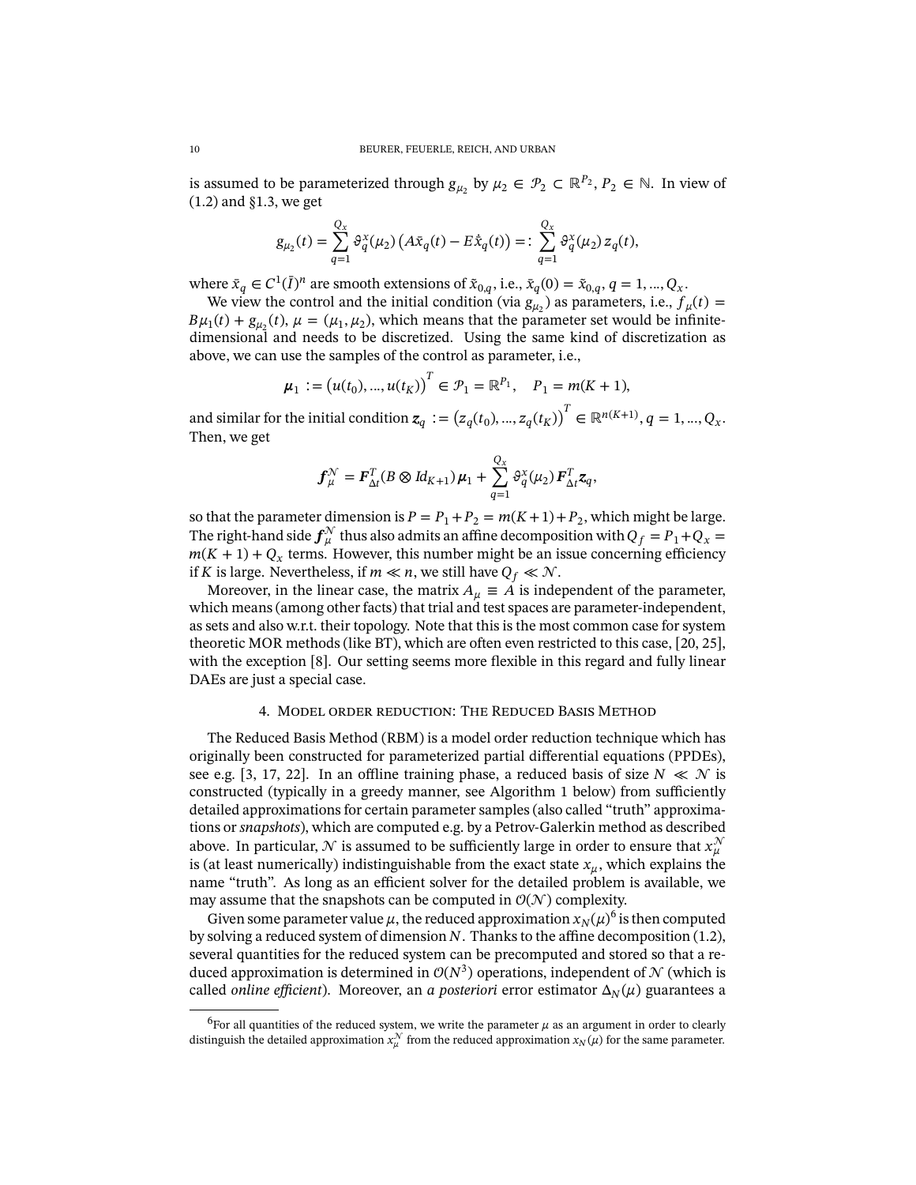is assumed to be parameterized through $g_{\mu_2}$ by $\mu_2 \in \mathcal{P}_2 \subset \mathbb{R}^{P_2}$, $P_2 \in \mathbb{N}$. In view of (1.2) and §1.3, we get

$$g_{\mu_2}(t) = \sum_{q=1}^{Q_x} \vartheta_q^x(\mu_2)\left(A\bar{x}_q(t) - E\dot{\bar{x}}_q(t)\right) =: \sum_{q=1}^{Q_x} \vartheta_q^x(\mu_2)\, z_q(t),$$

where $\bar{x}_q \in C^1(\bar{I})^n$ are smooth extensions of $\tilde{x}_{0,q}$, i.e., $\bar{x}_q(0) = \tilde{x}_{0,q}$, $q = 1, ..., Q_x$.

We view the control and the initial condition (via $g_{\mu_2}$) as parameters, i.e., $f_\mu(t) = B\mu_1(t) + g_{\mu_2}(t)$, $\mu = (\mu_1, \mu_2)$, which means that the parameter set would be infinite-dimensional and needs to be discretized. Using the same kind of discretization as above, we can use the samples of the control as parameter, i.e.,

$$\boldsymbol{\mu}_1 := \left(u(t_0), ..., u(t_K)\right)^T \in \mathcal{P}_1 = \mathbb{R}^{P_1}, \quad P_1 = m(K+1),$$

and similar for the initial condition $\boldsymbol{z}_q := \left(z_q(t_0), ..., z_q(t_K)\right)^T \in \mathbb{R}^{n(K+1)}$, $q = 1, ..., Q_x$. Then, we get

$$\boldsymbol{f}_\mu^{\mathcal{N}} = \boldsymbol{F}_{\Delta t}^T (B \otimes Id_{K+1})\, \boldsymbol{\mu}_1 + \sum_{q=1}^{Q_x} \vartheta_q^x(\mu_2)\, \boldsymbol{F}_{\Delta t}^T \boldsymbol{z}_q,$$

so that the parameter dimension is $P = P_1 + P_2 = m(K+1) + P_2$, which might be large. The right-hand side $\boldsymbol{f}_\mu^{\mathcal{N}}$ thus also admits an affine decomposition with $Q_f = P_1 + Q_x = m(K+1) + Q_x$ terms. However, this number might be an issue concerning efficiency if $K$ is large. Nevertheless, if $m \ll n$, we still have $Q_f \ll \mathcal{N}$.

Moreover, in the linear case, the matrix $A_\mu \equiv A$ is independent of the parameter, which means (among other facts) that trial and test spaces are parameter-independent, as sets and also w.r.t. their topology. Note that this is the most common case for system theoretic MOR methods (like BT), which are often even restricted to this case, [20, 25], with the exception [8]. Our setting seems more flexible in this regard and fully linear DAEs are just a special case.

## 4. Model order reduction: The Reduced Basis Method

The Reduced Basis Method (RBM) is a model order reduction technique which has originally been constructed for parameterized partial differential equations (PPDEs), see e.g. [3, 17, 22]. In an offline training phase, a reduced basis of size $N \ll \mathcal{N}$ is constructed (typically in a greedy manner, see Algorithm 1 below) from sufficiently detailed approximations for certain parameter samples (also called "truth" approximations or *snapshots*), which are computed e.g. by a Petrov-Galerkin method as described above. In particular, $\mathcal{N}$ is assumed to be sufficiently large in order to ensure that $x_\mu^{\mathcal{N}}$ is (at least numerically) indistinguishable from the exact state $x_\mu$, which explains the name "truth". As long as an efficient solver for the detailed problem is available, we may assume that the snapshots can be computed in $\mathcal{O}(\mathcal{N})$ complexity.

Given some parameter value $\mu$, the reduced approximation $x_N(\mu)$[6] is then computed by solving a reduced system of dimension $N$. Thanks to the affine decomposition (1.2), several quantities for the reduced system can be precomputed and stored so that a reduced approximation is determined in $\mathcal{O}(N^3)$ operations, independent of $\mathcal{N}$ (which is called *online efficient*). Moreover, an *a posteriori* error estimator $\Delta_N(\mu)$ guarantees a

[6] For all quantities of the reduced system, we write the parameter $\mu$ as an argument in order to clearly distinguish the detailed approximation $x_\mu^{\mathcal{N}}$ from the reduced approximation $x_N(\mu)$ for the same parameter.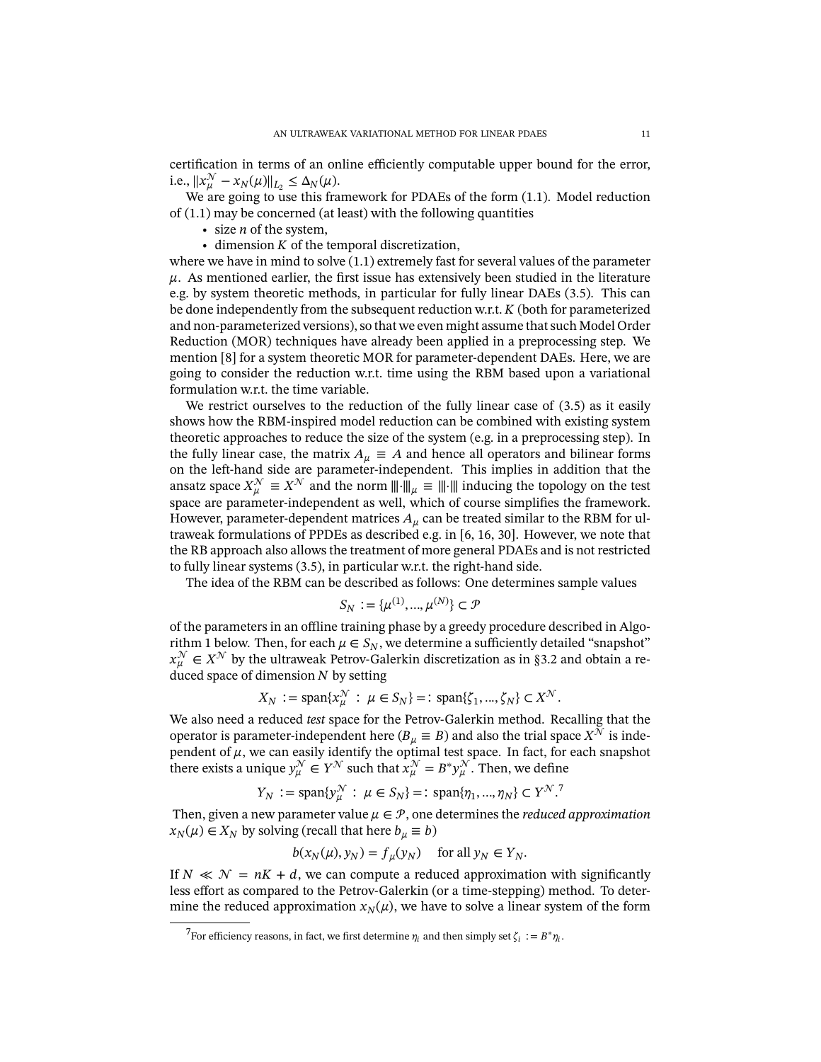certification in terms of an online efficiently computable upper bound for the error, i.e., $\|x_\mu^{\mathcal{N}} - x_N(\mu)\|_{L_2} \leq \Delta_N(\mu)$.

We are going to use this framework for PDAEs of the form (1.1). Model reduction of (1.1) may be concerned (at least) with the following quantities

- size $n$ of the system,
- dimension $K$ of the temporal discretization,

where we have in mind to solve (1.1) extremely fast for several values of the parameter $\mu$. As mentioned earlier, the first issue has extensively been studied in the literature e.g. by system theoretic methods, in particular for fully linear DAEs (3.5). This can be done independently from the subsequent reduction w.r.t. $K$ (both for parameterized and non-parameterized versions), so that we even might assume that such Model Order Reduction (MOR) techniques have already been applied in a preprocessing step. We mention [8] for a system theoretic MOR for parameter-dependent DAEs. Here, we are going to consider the reduction w.r.t. time using the RBM based upon a variational formulation w.r.t. the time variable.

We restrict ourselves to the reduction of the fully linear case of (3.5) as it easily shows how the RBM-inspired model reduction can be combined with existing system theoretic approaches to reduce the size of the system (e.g. in a preprocessing step). In the fully linear case, the matrix $A_\mu \equiv A$ and hence all operators and bilinear forms on the left-hand side are parameter-independent. This implies in addition that the ansatz space $X_\mu^{\mathcal{N}} \equiv X^{\mathcal{N}}$ and the norm $|||\cdot|||_\mu \equiv |||\cdot|||$ inducing the topology on the test space are parameter-independent as well, which of course simplifies the framework. However, parameter-dependent matrices $A_\mu$ can be treated similar to the RBM for ultraweak formulations of PPDEs as described e.g. in [6, 16, 30]. However, we note that the RB approach also allows the treatment of more general PDAEs and is not restricted to fully linear systems (3.5), in particular w.r.t. the right-hand side.

The idea of the RBM can be described as follows: One determines sample values

$$S_N := \{\mu^{(1)}, ..., \mu^{(N)}\} \subset \mathcal{P}$$

of the parameters in an offline training phase by a greedy procedure described in Algorithm 1 below. Then, for each $\mu \in S_N$, we determine a sufficiently detailed "snapshot" $x_\mu^{\mathcal{N}} \in X^{\mathcal{N}}$ by the ultraweak Petrov-Galerkin discretization as in §3.2 and obtain a reduced space of dimension $N$ by setting

$$X_N := \operatorname{span}\{x_\mu^{\mathcal{N}} : \mu \in S_N\} =: \operatorname{span}\{\zeta_1, ..., \zeta_N\} \subset X^{\mathcal{N}}.$$

We also need a reduced *test* space for the Petrov-Galerkin method. Recalling that the operator is parameter-independent here ($B_\mu \equiv B$) and also the trial space $X^{\mathcal{N}}$ is independent of $\mu$, we can easily identify the optimal test space. In fact, for each snapshot there exists a unique $y_\mu^{\mathcal{N}} \in Y^{\mathcal{N}}$ such that $x_\mu^{\mathcal{N}} = B^* y_\mu^{\mathcal{N}}$. Then, we define

$$Y_N := \operatorname{span}\{y_\mu^{\mathcal{N}} : \mu \in S_N\} =: \operatorname{span}\{\eta_1, ..., \eta_N\} \subset Y^{\mathcal{N}}.^7$$

Then, given a new parameter value $\mu \in \mathcal{P}$, one determines the *reduced approximation* $x_N(\mu) \in X_N$ by solving (recall that here $b_\mu \equiv b$)

$$b(x_N(\mu), y_N) = f_\mu(y_N) \quad \text{for all } y_N \in Y_N.$$

If $N \ll \mathcal{N} = nK + d$, we can compute a reduced approximation with significantly less effort as compared to the Petrov-Galerkin (or a time-stepping) method. To determine the reduced approximation $x_N(\mu)$, we have to solve a linear system of the form

[7] For efficiency reasons, in fact, we first determine $\eta_i$ and then simply set $\zeta_i := B^*\eta_i$.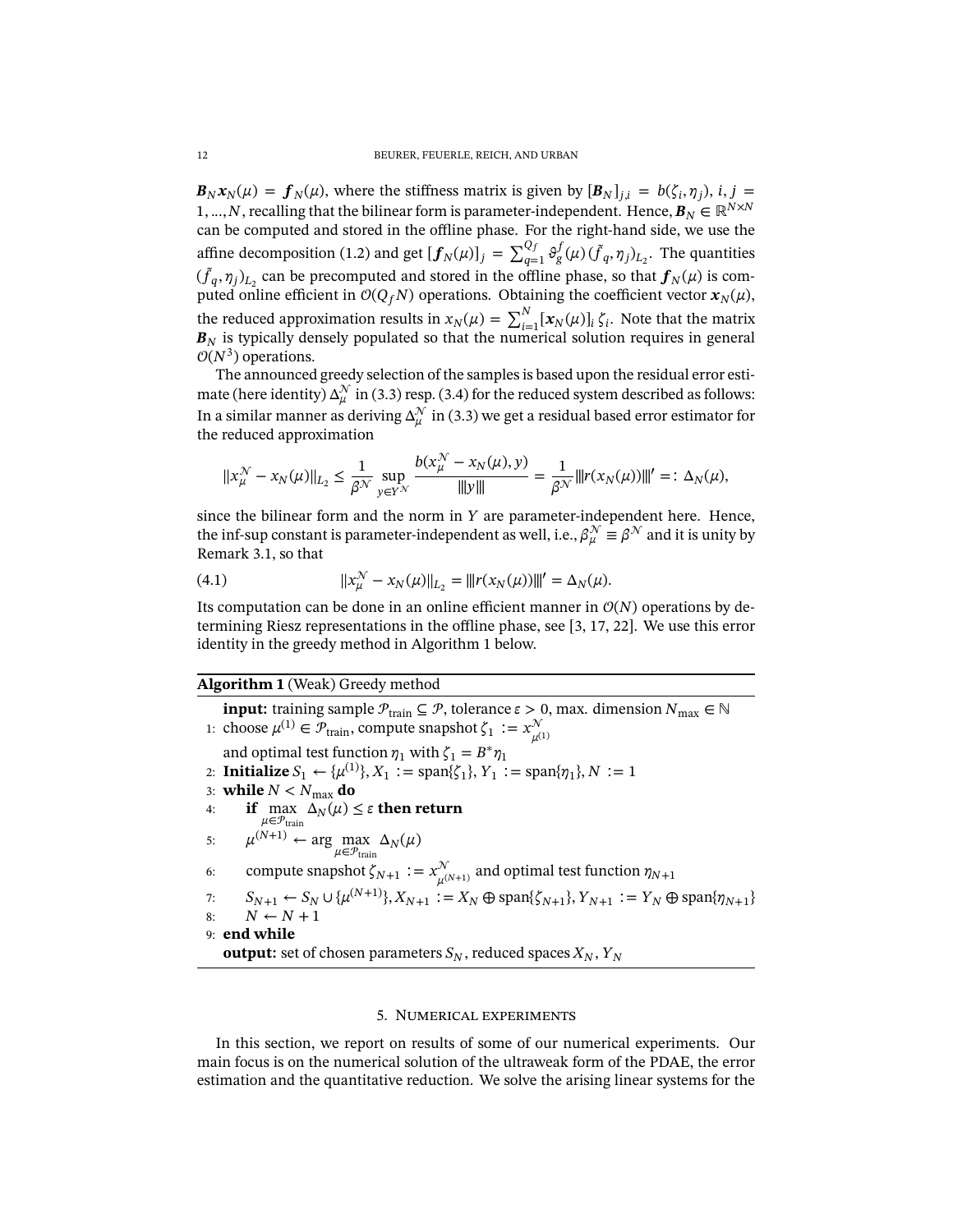$\boldsymbol{B}_N \boldsymbol{x}_N(\mu) = \boldsymbol{f}_N(\mu)$, where the stiffness matrix is given by $[\boldsymbol{B}_N]_{j,i} = b(\zeta_i, \eta_j)$, $i, j = 1, ..., N$, recalling that the bilinear form is parameter-independent. Hence, $\boldsymbol{B}_N \in \mathbb{R}^{N \times N}$ can be computed and stored in the offline phase. For the right-hand side, we use the affine decomposition (1.2) and get $[\boldsymbol{f}_N(\mu)]_j = \sum_{q=1}^{Q_f} \vartheta_g^f(\mu)\,(\tilde{f}_q, \eta_j)_{L_2}$. The quantities $(\tilde{f}_q, \eta_j)_{L_2}$ can be precomputed and stored in the offline phase, so that $\boldsymbol{f}_N(\mu)$ is computed online efficient in $\mathcal{O}(Q_f N)$ operations. Obtaining the coefficient vector $\boldsymbol{x}_N(\mu)$, the reduced approximation results in $x_N(\mu) = \sum_{i=1}^{N} [\boldsymbol{x}_N(\mu)]_i\, \zeta_i$. Note that the matrix $\boldsymbol{B}_N$ is typically densely populated so that the numerical solution requires in general $\mathcal{O}(N^3)$ operations.

The announced greedy selection of the samples is based upon the residual error estimate (here identity) $\Delta_\mu^{\mathcal{N}}$ in (3.3) resp. (3.4) for the reduced system described as follows: In a similar manner as deriving $\Delta_\mu^{\mathcal{N}}$ in (3.3) we get a residual based error estimator for the reduced approximation

$$\|x_\mu^{\mathcal{N}} - x_N(\mu)\|_{L_2} \le \frac{1}{\beta^{\mathcal{N}}} \sup_{y \in Y^{\mathcal{N}}} \frac{b(x_\mu^{\mathcal{N}} - x_N(\mu), y)}{|||y|||} = \frac{1}{\beta^{\mathcal{N}}} |||r(x_N(\mu))|||' =: \Delta_N(\mu),$$

since the bilinear form and the norm in $Y$ are parameter-independent here. Hence, the inf-sup constant is parameter-independent as well, i.e., $\beta_\mu^{\mathcal{N}} \equiv \beta^{\mathcal{N}}$ and it is unity by Remark 3.1, so that

$$\|x_\mu^{\mathcal{N}} - x_N(\mu)\|_{L_2} = |||r(x_N(\mu))|||' = \Delta_N(\mu). \tag{4.1}$$

Its computation can be done in an online efficient manner in $\mathcal{O}(N)$ operations by determining Riesz representations in the offline phase, see [3, 17, 22]. We use this error identity in the greedy method in Algorithm 1 below.

**Algorithm 1** (Weak) Greedy method

**input:** training sample $\mathcal{P}_{\text{train}} \subseteq \mathcal{P}$, tolerance $\varepsilon > 0$, max. dimension $N_{\max} \in \mathbb{N}$
1: choose $\mu^{(1)} \in \mathcal{P}_{\text{train}}$, compute snapshot $\zeta_1 := x^{\mathcal{N}}_{\mu^{(1)}}$
   and optimal test function $\eta_1$ with $\zeta_1 = B^* \eta_1$
2: **Initialize** $S_1 \leftarrow \{\mu^{(1)}\}$, $X_1 := \text{span}\{\zeta_1\}$, $Y_1 := \text{span}\{\eta_1\}$, $N := 1$
3: **while** $N < N_{\max}$ **do**
4: **if** $\max_{\mu \in \mathcal{P}_{\text{train}}} \Delta_N(\mu) \le \varepsilon$ **then return**
5: $\mu^{(N+1)} \leftarrow \arg \max_{\mu \in \mathcal{P}_{\text{train}}} \Delta_N(\mu)$
6: compute snapshot $\zeta_{N+1} := x^{\mathcal{N}}_{\mu^{(N+1)}}$ and optimal test function $\eta_{N+1}$
7: $S_{N+1} \leftarrow S_N \cup \{\mu^{(N+1)}\}$, $X_{N+1} := X_N \oplus \text{span}\{\zeta_{N+1}\}$, $Y_{N+1} := Y_N \oplus \text{span}\{\eta_{N+1}\}$
8: $N \leftarrow N + 1$
9: **end while**
**output:** set of chosen parameters $S_N$, reduced spaces $X_N$, $Y_N$

## 5. Numerical experiments

In this section, we report on results of some of our numerical experiments. Our main focus is on the numerical solution of the ultraweak form of the PDAE, the error estimation and the quantitative reduction. We solve the arising linear systems for the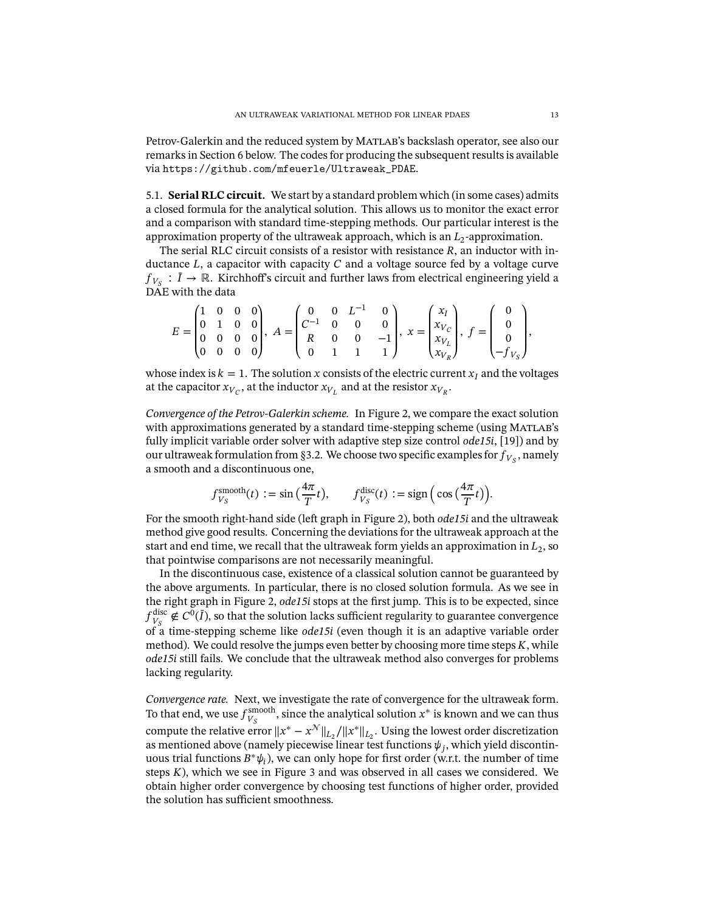Petrov-Galerkin and the reduced system by MATLAB's backslash operator, see also our remarks in Section 6 below. The codes for producing the subsequent results is available via `https://github.com/mfeuerle/Ultraweak_PDAE`.

### 5.1. Serial RLC circuit.

We start by a standard problem which (in some cases) admits a closed formula for the analytical solution. This allows us to monitor the exact error and a comparison with standard time-stepping methods. Our particular interest is the approximation property of the ultraweak approach, which is an $L_2$-approximation.

The serial RLC circuit consists of a resistor with resistance $R$, an inductor with inductance $L$, a capacitor with capacity $C$ and a voltage source fed by a voltage curve $f_{V_S} : \bar{I} \to \mathbb{R}$. Kirchhoff's circuit and further laws from electrical engineering yield a DAE with the data

$$
E = \begin{pmatrix} 1 & 0 & 0 & 0 \\ 0 & 1 & 0 & 0 \\ 0 & 0 & 0 & 0 \\ 0 & 0 & 0 & 0 \end{pmatrix}, \; A = \begin{pmatrix} 0 & 0 & L^{-1} & 0 \\ C^{-1} & 0 & 0 & 0 \\ R & 0 & 0 & -1 \\ 0 & 1 & 1 & 1 \end{pmatrix}, \; x = \begin{pmatrix} x_I \\ x_{V_C} \\ x_{V_L} \\ x_{V_R} \end{pmatrix}, \; f = \begin{pmatrix} 0 \\ 0 \\ 0 \\ -f_{V_S} \end{pmatrix},
$$

whose index is $k = 1$. The solution $x$ consists of the electric current $x_I$ and the voltages at the capacitor $x_{V_C}$, at the inductor $x_{V_L}$ and at the resistor $x_{V_R}$.

*Convergence of the Petrov-Galerkin scheme.* In Figure 2, we compare the exact solution with approximations generated by a standard time-stepping scheme (using MATLAB's fully implicit variable order solver with adaptive step size control *ode15i*, [19]) and by our ultraweak formulation from §3.2. We choose two specific examples for $f_{V_S}$, namely a smooth and a discontinuous one,

$$
f_{V_S}^{\text{smooth}}(t) := \sin\left(\frac{4\pi}{T}t\right), \qquad f_{V_S}^{\text{disc}}(t) := \operatorname{sign}\left(\cos\left(\frac{4\pi}{T}t\right)\right).
$$

For the smooth right-hand side (left graph in Figure 2), both *ode15i* and the ultraweak method give good results. Concerning the deviations for the ultraweak approach at the start and end time, we recall that the ultraweak form yields an approximation in $L_2$, so that pointwise comparisons are not necessarily meaningful.

In the discontinuous case, existence of a classical solution cannot be guaranteed by the above arguments. In particular, there is no closed solution formula. As we see in the right graph in Figure 2, *ode15i* stops at the first jump. This is to be expected, since $f_{V_S}^{\text{disc}} \notin C^0(\bar{I})$, so that the solution lacks sufficient regularity to guarantee convergence of a time-stepping scheme like *ode15i* (even though it is an adaptive variable order method). We could resolve the jumps even better by choosing more time steps $K$, while *ode15i* still fails. We conclude that the ultraweak method also converges for problems lacking regularity.

*Convergence rate.* Next, we investigate the rate of convergence for the ultraweak form. To that end, we use $f_{V_S}^{\text{smooth}}$, since the analytical solution $x^*$ is known and we can thus compute the relative error $\|x^* - x^{\mathcal{N}}\|_{L_2} / \|x^*\|_{L_2}$. Using the lowest order discretization as mentioned above (namely piecewise linear test functions $\psi_j$, which yield discontinuous trial functions $B^*\psi_i$), we can only hope for first order (w.r.t. the number of time steps $K$), which we see in Figure 3 and was observed in all cases we considered. We obtain higher order convergence by choosing test functions of higher order, provided the solution has sufficient smoothness.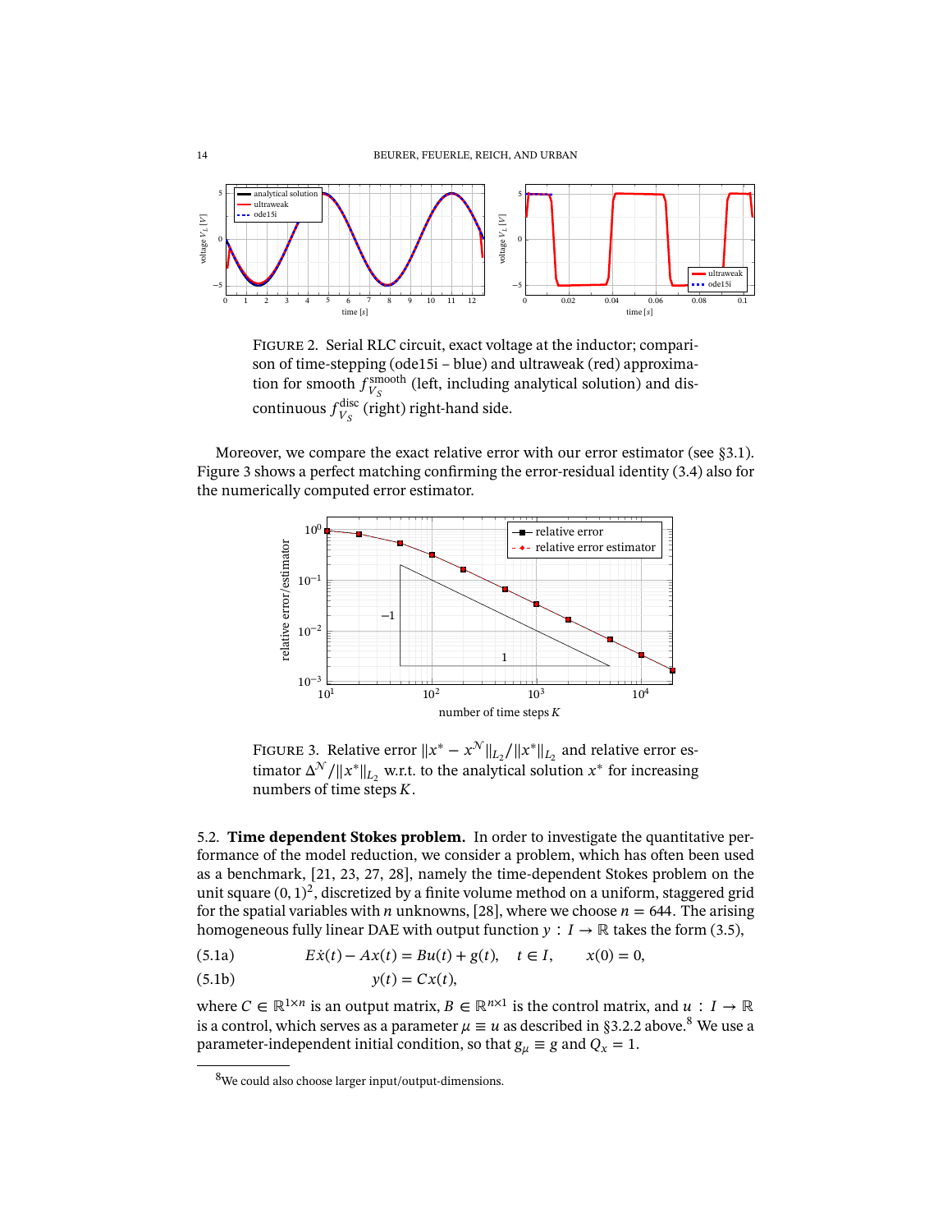FIGURE 2. Serial RLC circuit, exact voltage at the inductor; comparison of time-stepping (ode15i – blue) and ultraweak (red) approximation for smooth $f_{V_S}^{\text{smooth}}$ (left, including analytical solution) and discontinuous $f_{V_S}^{\text{disc}}$ (right) right-hand side.

Moreover, we compare the exact relative error with our error estimator (see §3.1). Figure 3 shows a perfect matching confirming the error-residual identity (3.4) also for the numerically computed error estimator.

FIGURE 3. Relative error $\|x^* - x^{\mathcal{N}}\|_{L_2}/\|x^*\|_{L_2}$ and relative error estimator $\Delta^{\mathcal{N}}/\|x^*\|_{L_2}$ w.r.t. to the analytical solution $x^*$ for increasing numbers of time steps $K$.

### 5.2. Time dependent Stokes problem.

In order to investigate the quantitative performance of the model reduction, we consider a problem, which has often been used as a benchmark, [21, 23, 27, 28], namely the time-dependent Stokes problem on the unit square $(0,1)^2$, discretized by a finite volume method on a uniform, staggered grid for the spatial variables with $n$ unknowns, [28], where we choose $n = 644$. The arising homogeneous fully linear DAE with output function $y : I \to \mathbb{R}$ takes the form (3.5),

$$E\dot{x}(t) - Ax(t) = Bu(t) + g(t), \quad t \in I, \qquad x(0) = 0, \tag{5.1a}$$

$$y(t) = Cx(t), \tag{5.1b}$$

where $C \in \mathbb{R}^{1\times n}$ is an output matrix, $B \in \mathbb{R}^{n\times 1}$ is the control matrix, and $u : I \to \mathbb{R}$ is a control, which serves as a parameter $\mu \equiv u$ as described in §3.2.2 above.[8] We use a parameter-independent initial condition, so that $g_\mu \equiv g$ and $Q_x = 1$.

[8] We could also choose larger input/output-dimensions.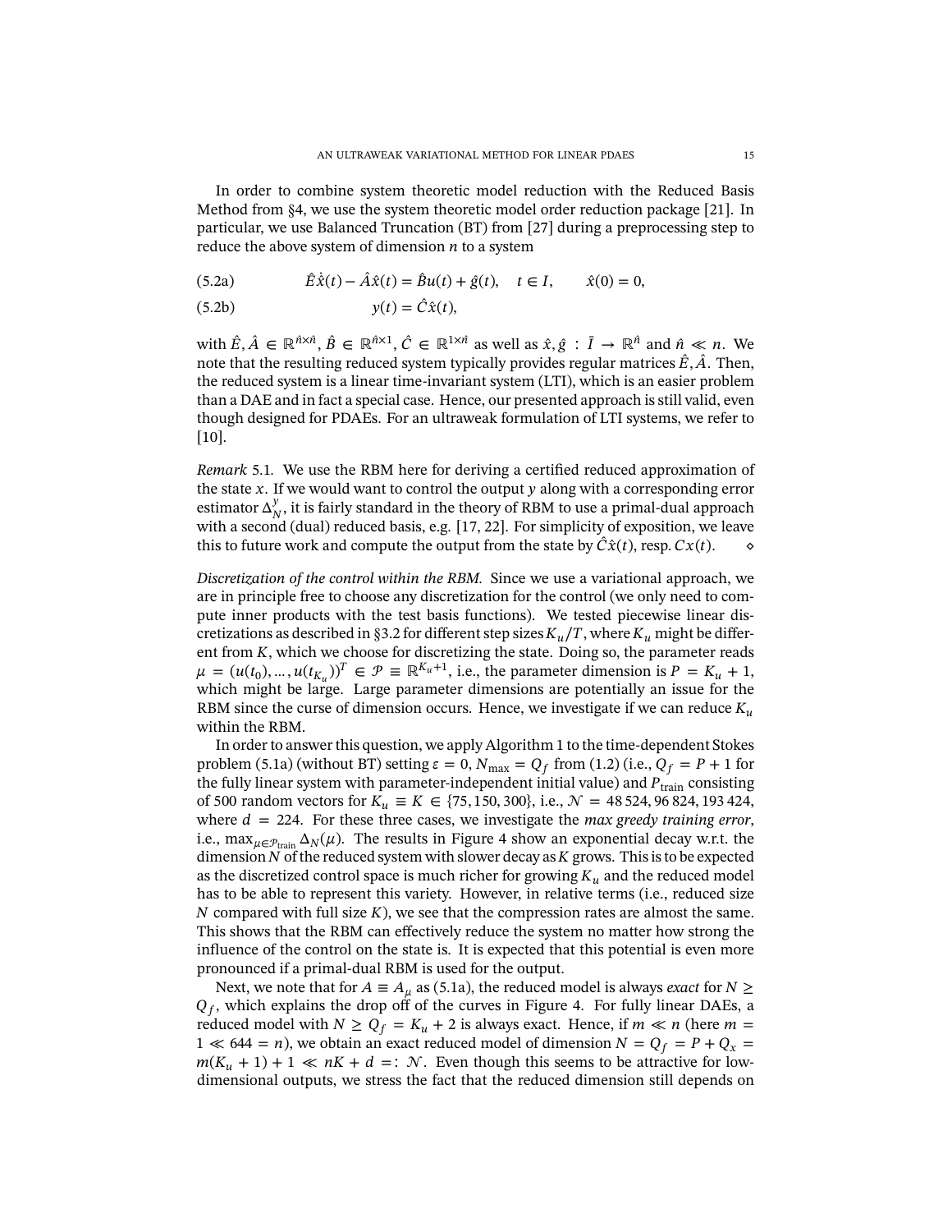In order to combine system theoretic model reduction with the Reduced Basis Method from §4, we use the system theoretic model order reduction package [21]. In particular, we use Balanced Truncation (BT) from [27] during a preprocessing step to reduce the above system of dimension $n$ to a system

$$\hat{E}\dot{\hat{x}}(t) - \hat{A}\hat{x}(t) = \hat{B}u(t) + \hat{g}(t), \quad t \in I, \qquad \hat{x}(0) = 0, \tag{5.2a}$$

$$y(t) = \hat{C}\hat{x}(t), \tag{5.2b}$$

with $\hat{E}, \hat{A} \in \mathbb{R}^{\hat{n}\times\hat{n}}$, $\hat{B} \in \mathbb{R}^{\hat{n}\times 1}$, $\hat{C} \in \mathbb{R}^{1\times\hat{n}}$ as well as $\hat{x}, \hat{g} : \bar{I} \to \mathbb{R}^{\hat{n}}$ and $\hat{n} \ll n$. We note that the resulting reduced system typically provides regular matrices $\hat{E}, \hat{A}$. Then, the reduced system is a linear time-invariant system (LTI), which is an easier problem than a DAE and in fact a special case. Hence, our presented approach is still valid, even though designed for PDAEs. For an ultraweak formulation of LTI systems, we refer to [10].

*Remark* 5.1. We use the RBM here for deriving a certified reduced approximation of the state $x$. If we would want to control the output $y$ along with a corresponding error estimator $\Delta_N^y$, it is fairly standard in the theory of RBM to use a primal-dual approach with a second (dual) reduced basis, e.g. [17, 22]. For simplicity of exposition, we leave this to future work and compute the output from the state by $\hat{C}\hat{x}(t)$, resp. $Cx(t)$. ⋄

*Discretization of the control within the RBM.* Since we use a variational approach, we are in principle free to choose any discretization for the control (we only need to compute inner products with the test basis functions). We tested piecewise linear discretizations as described in §3.2 for different step sizes $K_u/T$, where $K_u$ might be different from $K$, which we choose for discretizing the state. Doing so, the parameter reads $\mu = (u(t_0), \dots, u(t_{K_u}))^T \in \mathcal{P} \equiv \mathbb{R}^{K_u+1}$, i.e., the parameter dimension is $P = K_u + 1$, which might be large. Large parameter dimensions are potentially an issue for the RBM since the curse of dimension occurs. Hence, we investigate if we can reduce $K_u$ within the RBM.

In order to answer this question, we apply Algorithm 1 to the time-dependent Stokes problem (5.1a) (without BT) setting $\varepsilon = 0$, $N_{\max} = Q_f$ from (1.2) (i.e., $Q_f = P + 1$ for the fully linear system with parameter-independent initial value) and $P_{\text{train}}$ consisting of 500 random vectors for $K_u \equiv K \in \{75, 150, 300\}$, i.e., $\mathcal{N} = 48\,524, 96\,824, 193\,424$, where $d = 224$. For these three cases, we investigate the *max greedy training error*, i.e., $\max_{\mu\in\mathcal{P}_{\text{train}}} \Delta_N(\mu)$. The results in Figure 4 show an exponential decay w.r.t. the dimension $N$ of the reduced system with slower decay as $K$ grows. This is to be expected as the discretized control space is much richer for growing $K_u$ and the reduced model has to be able to represent this variety. However, in relative terms (i.e., reduced size $N$ compared with full size $K$), we see that the compression rates are almost the same. This shows that the RBM can effectively reduce the system no matter how strong the influence of the control on the state is. It is expected that this potential is even more pronounced if a primal-dual RBM is used for the output.

Next, we note that for $A \equiv A_\mu$ as (5.1a), the reduced model is always *exact* for $N \geq Q_f$, which explains the drop off of the curves in Figure 4. For fully linear DAEs, a reduced model with $N \geq Q_f = K_u + 2$ is always exact. Hence, if $m \ll n$ (here $m = 1 \ll 644 = n$), we obtain an exact reduced model of dimension $N = Q_f = P + Q_x = m(K_u + 1) + 1 \ll nK + d =: \mathcal{N}$. Even though this seems to be attractive for low-dimensional outputs, we stress the fact that the reduced dimension still depends on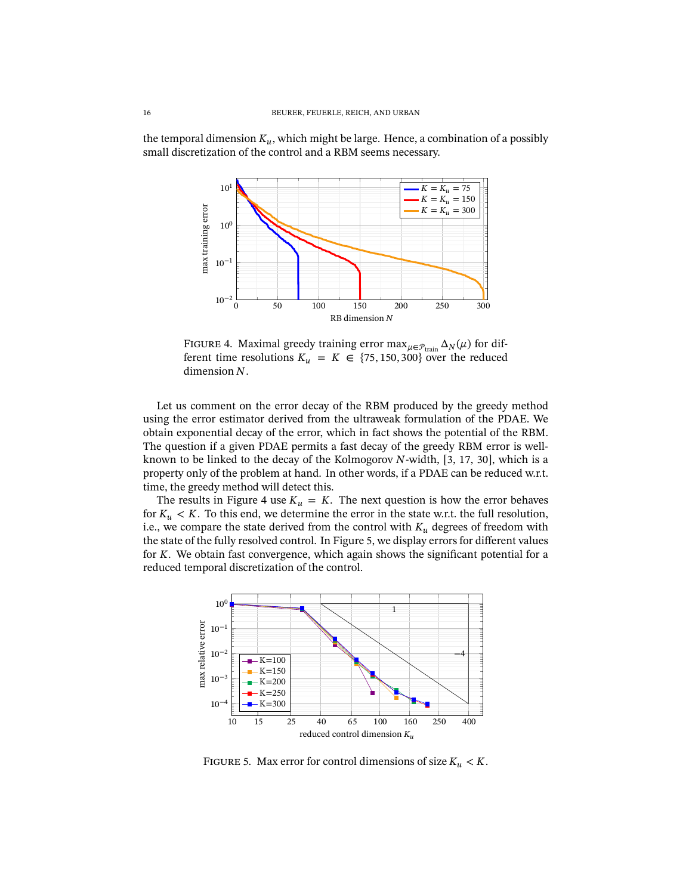the temporal dimension $K_u$, which might be large. Hence, a combination of a possibly small discretization of the control and a RBM seems necessary.

FIGURE 4. Maximal greedy training error $\max_{\mu \in \mathcal{P}_{\text{train}}} \Delta_N(\mu)$ for different time resolutions $K_u = K \in \{75, 150, 300\}$ over the reduced dimension $N$.

Let us comment on the error decay of the RBM produced by the greedy method using the error estimator derived from the ultraweak formulation of the PDAE. We obtain exponential decay of the error, which in fact shows the potential of the RBM. The question if a given PDAE permits a fast decay of the greedy RBM error is well-known to be linked to the decay of the Kolmogorov $N$-width, [3, 17, 30], which is a property only of the problem at hand. In other words, if a PDAE can be reduced w.r.t. time, the greedy method will detect this.

The results in Figure 4 use $K_u = K$. The next question is how the error behaves for $K_u < K$. To this end, we determine the error in the state w.r.t. the full resolution, i.e., we compare the state derived from the control with $K_u$ degrees of freedom with the state of the fully resolved control. In Figure 5, we display errors for different values for $K$. We obtain fast convergence, which again shows the significant potential for a reduced temporal discretization of the control.

FIGURE 5. Max error for control dimensions of size $K_u < K$.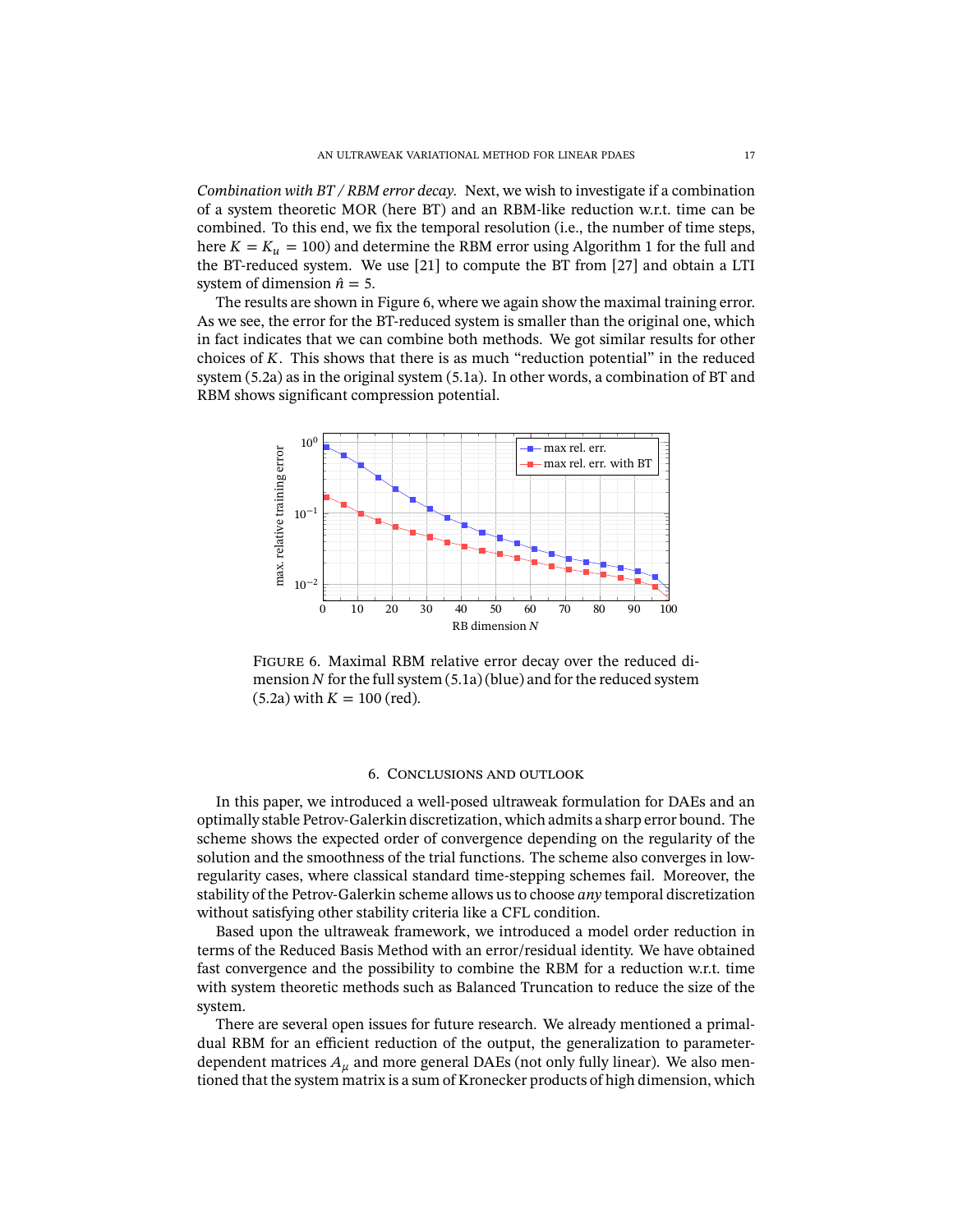*Combination with BT / RBM error decay.* Next, we wish to investigate if a combination of a system theoretic MOR (here BT) and an RBM-like reduction w.r.t. time can be combined. To this end, we fix the temporal resolution (i.e., the number of time steps, here $K = K_u = 100$) and determine the RBM error using Algorithm 1 for the full and the BT-reduced system. We use [21] to compute the BT from [27] and obtain a LTI system of dimension $\hat{n} = 5$.

The results are shown in Figure 6, where we again show the maximal training error. As we see, the error for the BT-reduced system is smaller than the original one, which in fact indicates that we can combine both methods. We got similar results for other choices of $K$. This shows that there is as much "reduction potential" in the reduced system (5.2a) as in the original system (5.1a). In other words, a combination of BT and RBM shows significant compression potential.

FIGURE 6. Maximal RBM relative error decay over the reduced dimension $N$ for the full system (5.1a) (blue) and for the reduced system (5.2a) with $K = 100$ (red).

## 6. Conclusions and outlook

In this paper, we introduced a well-posed ultraweak formulation for DAEs and an optimally stable Petrov-Galerkin discretization, which admits a sharp error bound. The scheme shows the expected order of convergence depending on the regularity of the solution and the smoothness of the trial functions. The scheme also converges in low-regularity cases, where classical standard time-stepping schemes fail. Moreover, the stability of the Petrov-Galerkin scheme allows us to choose *any* temporal discretization without satisfying other stability criteria like a CFL condition.

Based upon the ultraweak framework, we introduced a model order reduction in terms of the Reduced Basis Method with an error/residual identity. We have obtained fast convergence and the possibility to combine the RBM for a reduction w.r.t. time with system theoretic methods such as Balanced Truncation to reduce the size of the system.

There are several open issues for future research. We already mentioned a primal-dual RBM for an efficient reduction of the output, the generalization to parameter-dependent matrices $A_\mu$ and more general DAEs (not only fully linear). We also mentioned that the system matrix is a sum of Kronecker products of high dimension, which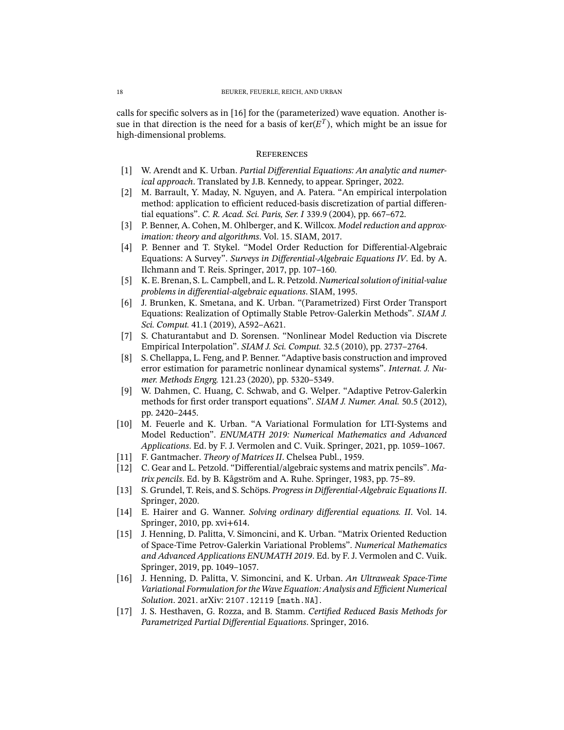calls for specific solvers as in [16] for the (parameterized) wave equation. Another issue in that direction is the need for a basis of $\ker(E^T)$, which might be an issue for high-dimensional problems.

## References

[1] W. Arendt and K. Urban. *Partial Differential Equations: An analytic and numerical approach*. Translated by J.B. Kennedy, to appear. Springer, 2022.

[2] M. Barrault, Y. Maday, N. Nguyen, and A. Patera. "An empirical interpolation method: application to efficient reduced-basis discretization of partial differential equations". *C. R. Acad. Sci. Paris, Ser. I* 339.9 (2004), pp. 667–672.

[3] P. Benner, A. Cohen, M. Ohlberger, and K. Willcox. *Model reduction and approximation: theory and algorithms*. Vol. 15. SIAM, 2017.

[4] P. Benner and T. Stykel. "Model Order Reduction for Differential-Algebraic Equations: A Survey". *Surveys in Differential-Algebraic Equations IV*. Ed. by A. Ilchmann and T. Reis. Springer, 2017, pp. 107–160.

[5] K. E. Brenan, S. L. Campbell, and L. R. Petzold. *Numerical solution of initial-value problems in differential-algebraic equations*. SIAM, 1995.

[6] J. Brunken, K. Smetana, and K. Urban. "(Parametrized) First Order Transport Equations: Realization of Optimally Stable Petrov-Galerkin Methods". *SIAM J. Sci. Comput.* 41.1 (2019), A592–A621.

[7] S. Chaturantabut and D. Sorensen. "Nonlinear Model Reduction via Discrete Empirical Interpolation". *SIAM J. Sci. Comput.* 32.5 (2010), pp. 2737–2764.

[8] S. Chellappa, L. Feng, and P. Benner. "Adaptive basis construction and improved error estimation for parametric nonlinear dynamical systems". *Internat. J. Numer. Methods Engrg.* 121.23 (2020), pp. 5320–5349.

[9] W. Dahmen, C. Huang, C. Schwab, and G. Welper. "Adaptive Petrov-Galerkin methods for first order transport equations". *SIAM J. Numer. Anal.* 50.5 (2012), pp. 2420–2445.

[10] M. Feuerle and K. Urban. "A Variational Formulation for LTI-Systems and Model Reduction". *ENUMATH 2019: Numerical Mathematics and Advanced Applications*. Ed. by F. J. Vermolen and C. Vuik. Springer, 2021, pp. 1059–1067.

[11] F. Gantmacher. *Theory of Matrices II*. Chelsea Publ., 1959.

[12] C. Gear and L. Petzold. "Differential/algebraic systems and matrix pencils". *Matrix pencils*. Ed. by B. Kågström and A. Ruhe. Springer, 1983, pp. 75–89.

[13] S. Grundel, T. Reis, and S. Schöps. *Progress in Differential-Algebraic Equations II*. Springer, 2020.

[14] E. Hairer and G. Wanner. *Solving ordinary differential equations. II*. Vol. 14. Springer, 2010, pp. xvi+614.

[15] J. Henning, D. Palitta, V. Simoncini, and K. Urban. "Matrix Oriented Reduction of Space-Time Petrov-Galerkin Variational Problems". *Numerical Mathematics and Advanced Applications ENUMATH 2019*. Ed. by F. J. Vermolen and C. Vuik. Springer, 2019, pp. 1049–1057.

[16] J. Henning, D. Palitta, V. Simoncini, and K. Urban. *An Ultraweak Space-Time Variational Formulation for the Wave Equation: Analysis and Efficient Numerical Solution*. 2021. arXiv: 2107.12119 [math.NA].

[17] J. S. Hesthaven, G. Rozza, and B. Stamm. *Certified Reduced Basis Methods for Parametrized Partial Differential Equations*. Springer, 2016.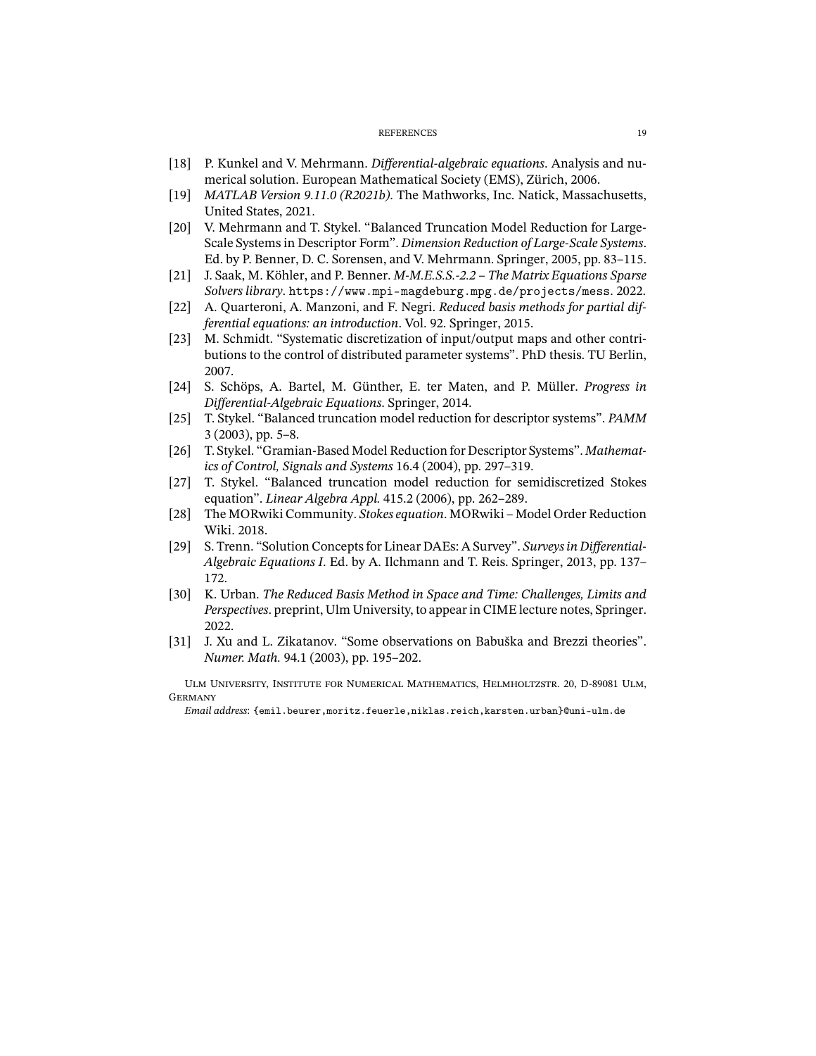[18] P. Kunkel and V. Mehrmann. *Differential-algebraic equations*. Analysis and numerical solution. European Mathematical Society (EMS), Zürich, 2006.

[19] *MATLAB Version 9.11.0 (R2021b)*. The Mathworks, Inc. Natick, Massachusetts, United States, 2021.

[20] V. Mehrmann and T. Stykel. "Balanced Truncation Model Reduction for Large-Scale Systems in Descriptor Form". *Dimension Reduction of Large-Scale Systems*. Ed. by P. Benner, D. C. Sorensen, and V. Mehrmann. Springer, 2005, pp. 83–115.

[21] J. Saak, M. Köhler, and P. Benner. *M-M.E.S.S.-2.2 – The Matrix Equations Sparse Solvers library*. `https://www.mpi-magdeburg.mpg.de/projects/mess`. 2022.

[22] A. Quarteroni, A. Manzoni, and F. Negri. *Reduced basis methods for partial differential equations: an introduction*. Vol. 92. Springer, 2015.

[23] M. Schmidt. "Systematic discretization of input/output maps and other contributions to the control of distributed parameter systems". PhD thesis. TU Berlin, 2007.

[24] S. Schöps, A. Bartel, M. Günther, E. ter Maten, and P. Müller. *Progress in Differential-Algebraic Equations*. Springer, 2014.

[25] T. Stykel. "Balanced truncation model reduction for descriptor systems". *PAMM* 3 (2003), pp. 5–8.

[26] T. Stykel. "Gramian-Based Model Reduction for Descriptor Systems". *Mathematics of Control, Signals and Systems* 16.4 (2004), pp. 297–319.

[27] T. Stykel. "Balanced truncation model reduction for semidiscretized Stokes equation". *Linear Algebra Appl.* 415.2 (2006), pp. 262–289.

[28] The MORwiki Community. *Stokes equation*. MORwiki – Model Order Reduction Wiki. 2018.

[29] S. Trenn. "Solution Concepts for Linear DAEs: A Survey". *Surveys in Differential-Algebraic Equations I*. Ed. by A. Ilchmann and T. Reis. Springer, 2013, pp. 137–172.

[30] K. Urban. *The Reduced Basis Method in Space and Time: Challenges, Limits and Perspectives*. preprint, Ulm University, to appear in CIME lecture notes, Springer. 2022.

[31] J. Xu and L. Zikatanov. "Some observations on Babuška and Brezzi theories". *Numer. Math.* 94.1 (2003), pp. 195–202.

Ulm University, Institute for Numerical Mathematics, Helmholtzstr. 20, D-89081 Ulm, Germany

*Email address*: `{emil.beurer,moritz.feuerle,niklas.reich,karsten.urban}@uni-ulm.de`